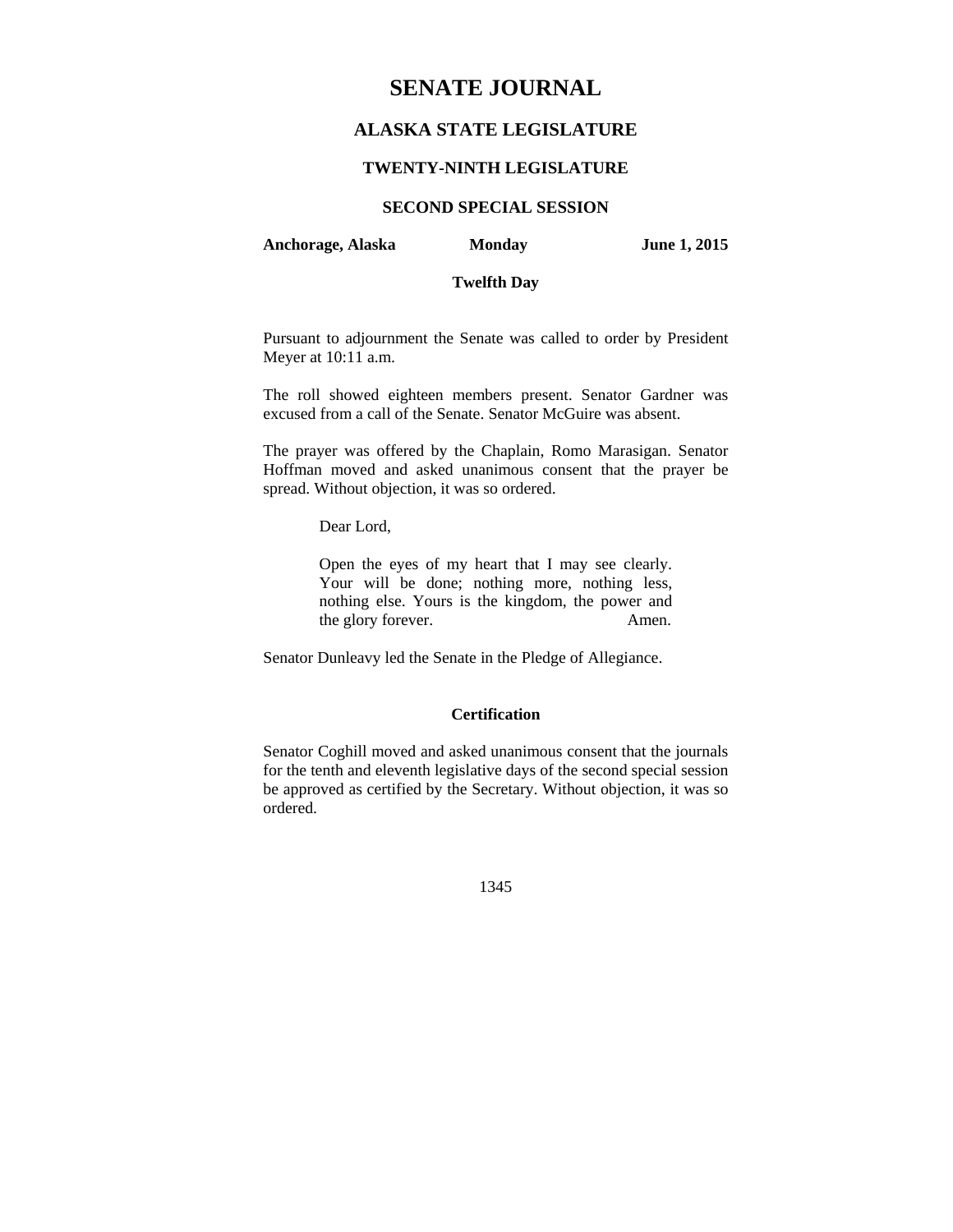# SENATE JOURNAL

## ALASKA STATE LEGISLATURE

### TWENTY-NINTH LEGISLATURE

### SECOND SPECIAL SESSION

**Anchorage, Alaska** **Monday** **June 1, 2015**

**Twelfth Day**

Pursuant to adjournment the Senate was called to order by President Meyer at 10:11 a.m.

The roll showed eighteen members present. Senator Gardner was excused from a call of the Senate. Senator McGuire was absent.

The prayer was offered by the Chaplain, Romo Marasigan. Senator Hoffman moved and asked unanimous consent that the prayer be spread. Without objection, it was so ordered.

> Dear Lord,
>
> Open the eyes of my heart that I may see clearly. Your will be done; nothing more, nothing less, nothing else. Yours is the kingdom, the power and the glory forever. Amen.

Senator Dunleavy led the Senate in the Pledge of Allegiance.

**Certification**

Senator Coghill moved and asked unanimous consent that the journals for the tenth and eleventh legislative days of the second special session be approved as certified by the Secretary. Without objection, it was so ordered.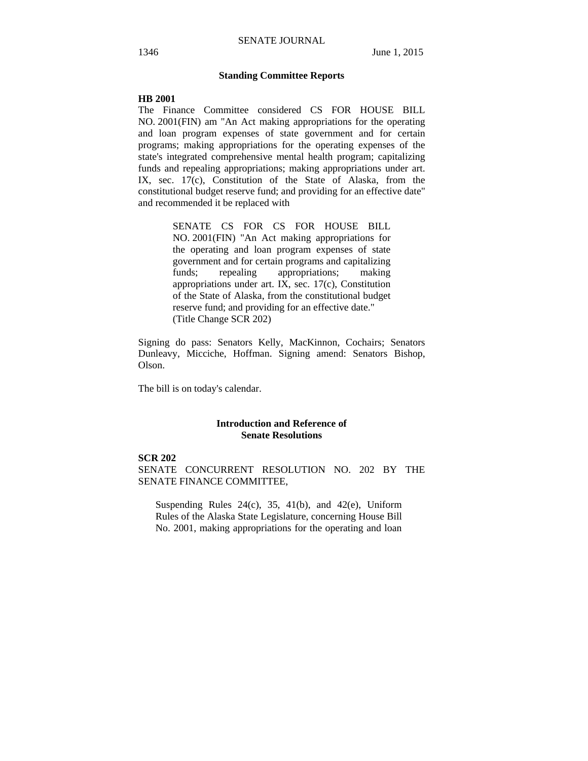## Standing Committee Reports

**HB 2001**

The Finance Committee considered CS FOR HOUSE BILL NO. 2001(FIN) am "An Act making appropriations for the operating and loan program expenses of state government and for certain programs; making appropriations for the operating expenses of the state's integrated comprehensive mental health program; capitalizing funds and repealing appropriations; making appropriations under art. IX, sec. 17(c), Constitution of the State of Alaska, from the constitutional budget reserve fund; and providing for an effective date" and recommended it be replaced with

> SENATE CS FOR CS FOR HOUSE BILL NO. 2001(FIN) "An Act making appropriations for the operating and loan program expenses of state government and for certain programs and capitalizing funds; repealing appropriations; making appropriations under art. IX, sec. 17(c), Constitution of the State of Alaska, from the constitutional budget reserve fund; and providing for an effective date."
> (Title Change SCR 202)

Signing do pass: Senators Kelly, MacKinnon, Cochairs; Senators Dunleavy, Micciche, Hoffman. Signing amend: Senators Bishop, Olson.

The bill is on today's calendar.

## Introduction and Reference of Senate Resolutions

**SCR 202**

SENATE CONCURRENT RESOLUTION NO. 202 BY THE SENATE FINANCE COMMITTEE,

> Suspending Rules 24(c), 35, 41(b), and 42(e), Uniform Rules of the Alaska State Legislature, concerning House Bill No. 2001, making appropriations for the operating and loan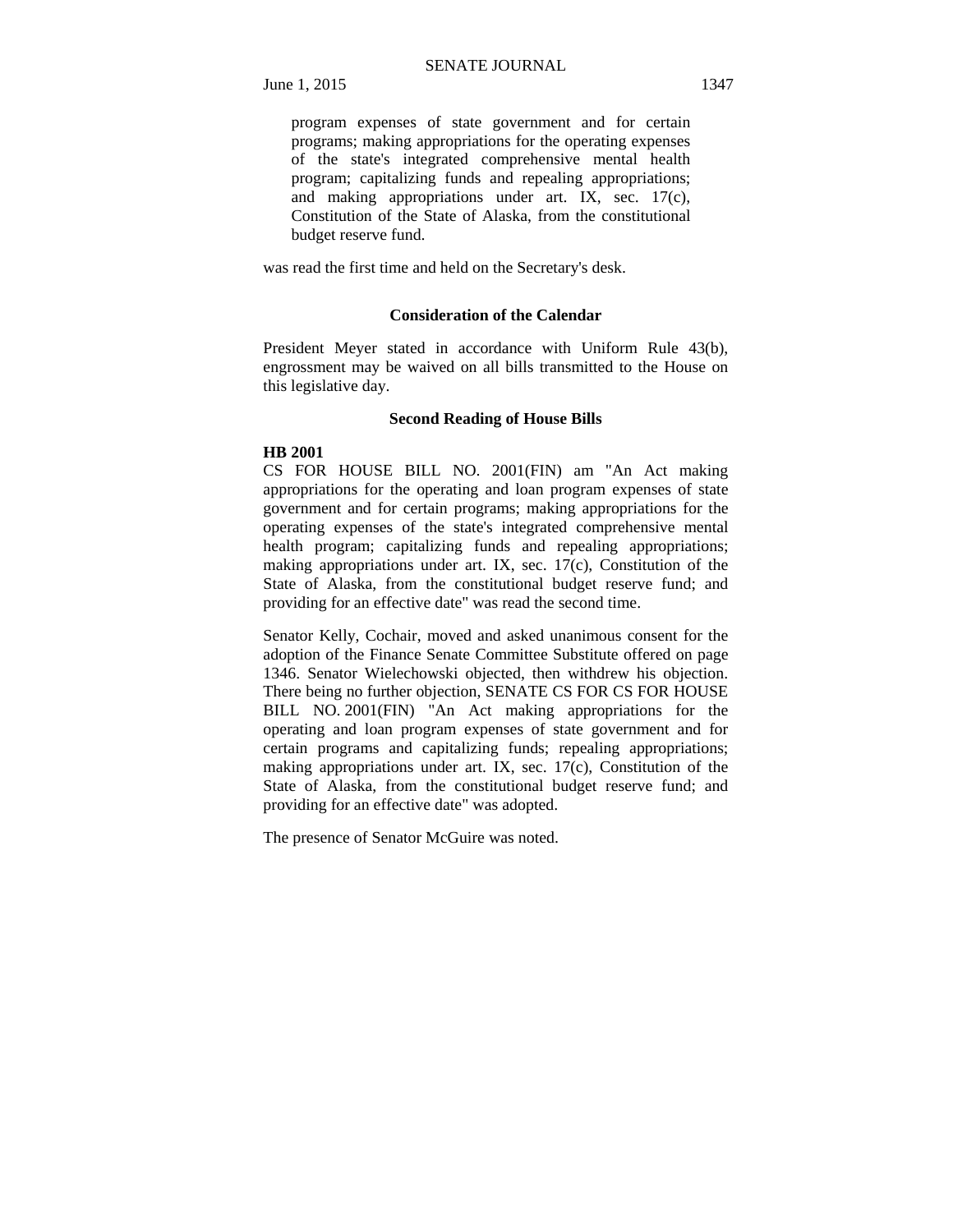program expenses of state government and for certain programs; making appropriations for the operating expenses of the state's integrated comprehensive mental health program; capitalizing funds and repealing appropriations; and making appropriations under art. IX, sec. 17(c), Constitution of the State of Alaska, from the constitutional budget reserve fund.

was read the first time and held on the Secretary's desk.

### Consideration of the Calendar

President Meyer stated in accordance with Uniform Rule 43(b), engrossment may be waived on all bills transmitted to the House on this legislative day.

### Second Reading of House Bills

**HB 2001**

CS FOR HOUSE BILL NO. 2001(FIN) am "An Act making appropriations for the operating and loan program expenses of state government and for certain programs; making appropriations for the operating expenses of the state's integrated comprehensive mental health program; capitalizing funds and repealing appropriations; making appropriations under art. IX, sec. 17(c), Constitution of the State of Alaska, from the constitutional budget reserve fund; and providing for an effective date" was read the second time.

Senator Kelly, Cochair, moved and asked unanimous consent for the adoption of the Finance Senate Committee Substitute offered on page 1346. Senator Wielechowski objected, then withdrew his objection. There being no further objection, SENATE CS FOR CS FOR HOUSE BILL NO. 2001(FIN) "An Act making appropriations for the operating and loan program expenses of state government and for certain programs and capitalizing funds; repealing appropriations; making appropriations under art. IX, sec. 17(c), Constitution of the State of Alaska, from the constitutional budget reserve fund; and providing for an effective date" was adopted.

The presence of Senator McGuire was noted.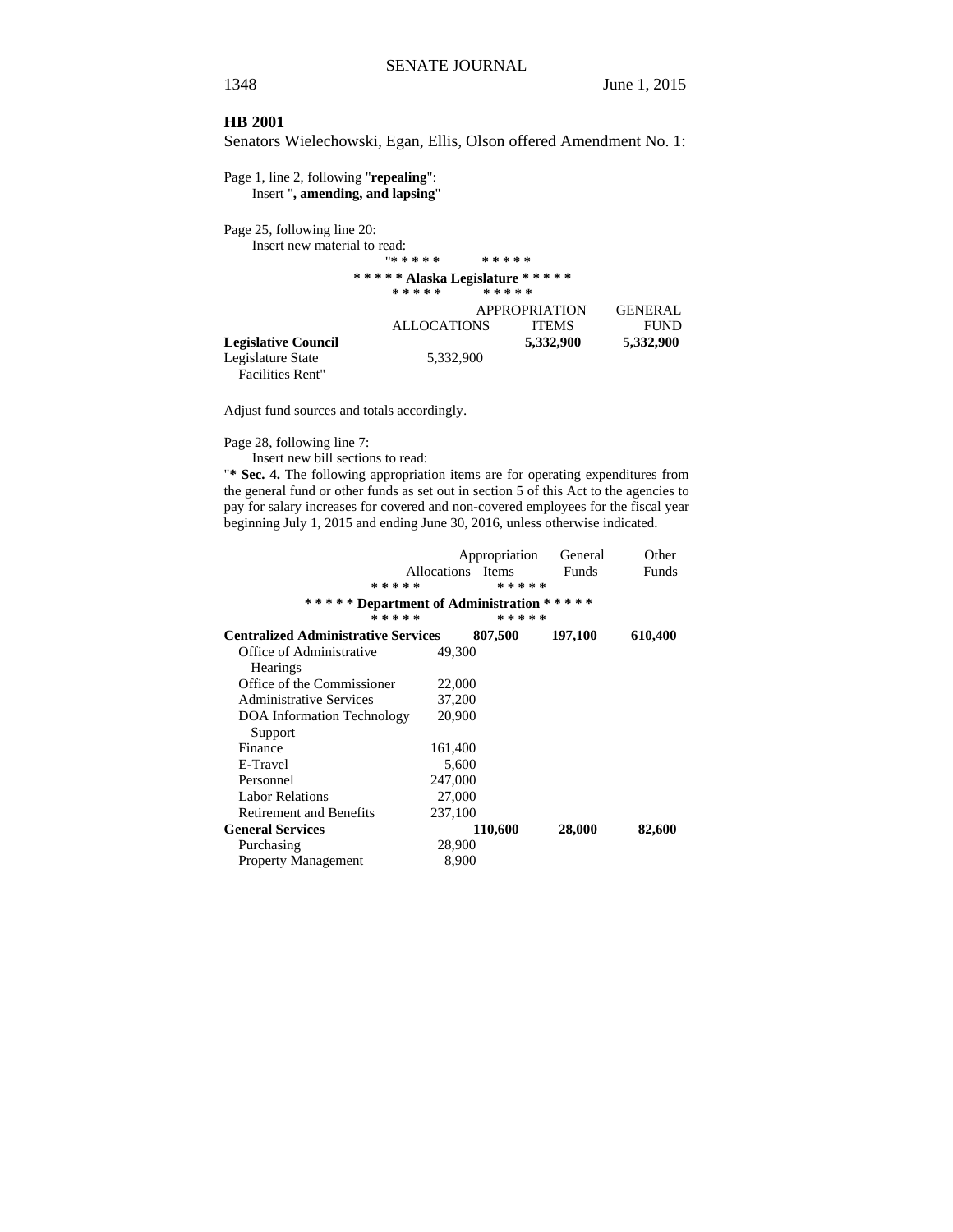**HB 2001**

Senators Wielechowski, Egan, Ellis, Olson offered Amendment No. 1:

Page 1, line 2, following "**repealing**":
Insert "**, amending, and lapsing**"

Page 25, following line 20:
Insert new material to read:

"* * * * * * * * * *
**\* \* \* \* \* Alaska Legislature \* \* \* \* \***
\* \* \* \* \* \* \* \* \* \*

| | ALLOCATIONS | APPROPRIATION ITEMS | GENERAL FUND |
|---|---|---|---|
| **Legislative Council** | | **5,332,900** | **5,332,900** |
| Legislature State Facilities Rent" | 5,332,900 | | |

Adjust fund sources and totals accordingly.

Page 28, following line 7:
Insert new bill sections to read:

"**\* Sec. 4.** The following appropriation items are for operating expenditures from the general fund or other funds as set out in section 5 of this Act to the agencies to pay for salary increases for covered and non-covered employees for the fiscal year beginning July 1, 2015 and ending June 30, 2016, unless otherwise indicated.

\* \* \* \* \* \* \* \* \* \*
**\* \* \* \* \* Department of Administration \* \* \* \* \***
\* \* \* \* \* \* \* \* \* \*

| | Allocations | Appropriation Items | General Funds | Other Funds |
|---|---|---|---|---|
| **Centralized Administrative Services** | | **807,500** | **197,100** | **610,400** |
| Office of Administrative Hearings | 49,300 | | | |
| Office of the Commissioner | 22,000 | | | |
| Administrative Services | 37,200 | | | |
| DOA Information Technology Support | 20,900 | | | |
| Finance | 161,400 | | | |
| E-Travel | 5,600 | | | |
| Personnel | 247,000 | | | |
| Labor Relations | 27,000 | | | |
| Retirement and Benefits | 237,100 | | | |
| **General Services** | | **110,600** | **28,000** | **82,600** |
| Purchasing | 28,900 | | | |
| Property Management | 8,900 | | | |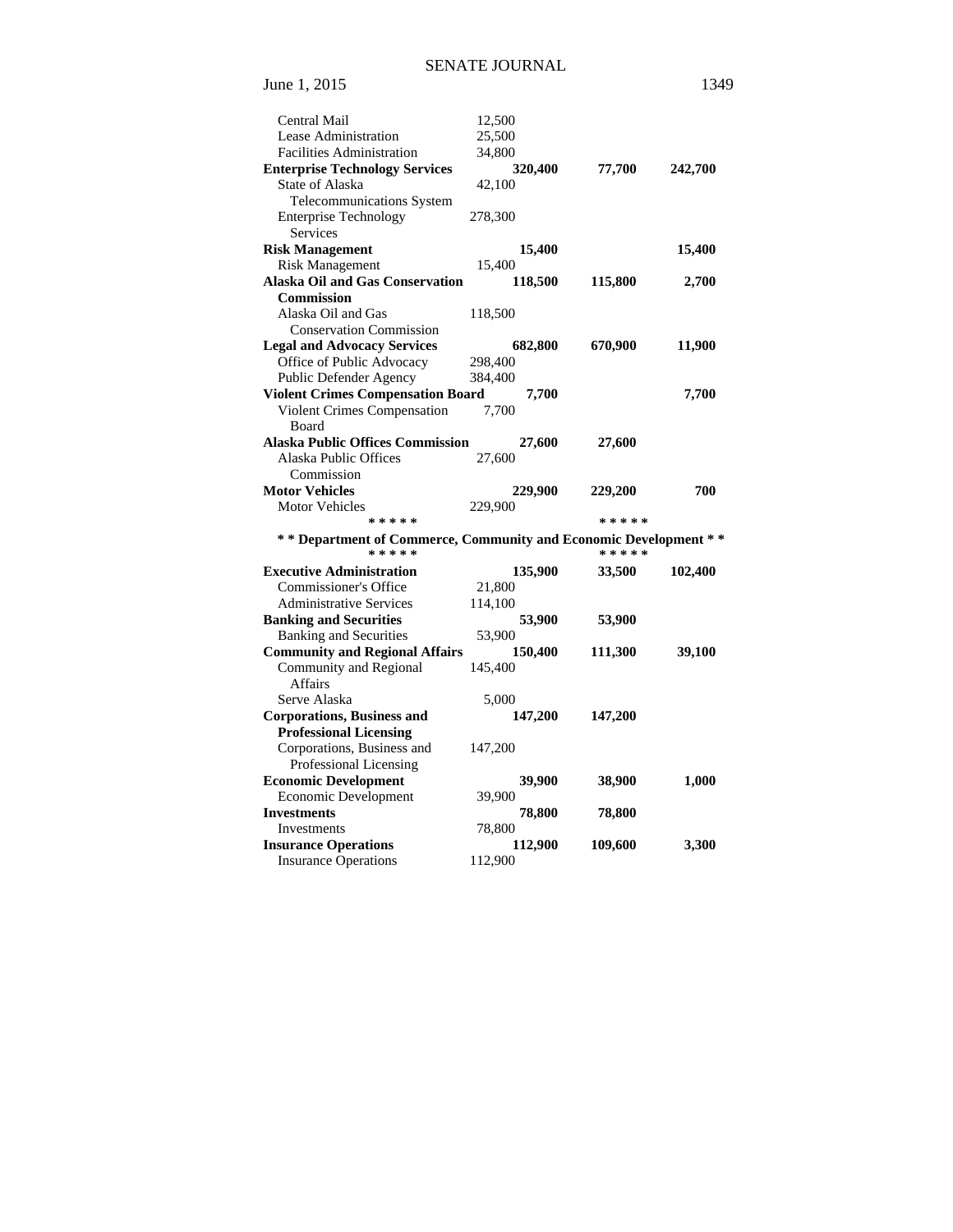| | | | |
|---|---|---|---|
| Central Mail | 12,500 | | |
| Lease Administration | 25,500 | | |
| Facilities Administration | 34,800 | | |
| **Enterprise Technology Services** | **320,400** | **77,700** | **242,700** |
| State of Alaska Telecommunications System | 42,100 | | |
| Enterprise Technology Services | 278,300 | | |
| **Risk Management** | **15,400** | | **15,400** |
| Risk Management | 15,400 | | |
| **Alaska Oil and Gas Conservation Commission** | **118,500** | **115,800** | **2,700** |
| Alaska Oil and Gas Conservation Commission | 118,500 | | |
| **Legal and Advocacy Services** | **682,800** | **670,900** | **11,900** |
| Office of Public Advocacy | 298,400 | | |
| Public Defender Agency | 384,400 | | |
| **Violent Crimes Compensation Board** | **7,700** | | **7,700** |
| Violent Crimes Compensation Board | 7,700 | | |
| **Alaska Public Offices Commission** | **27,600** | **27,600** | |
| Alaska Public Offices Commission | 27,600 | | |
| **Motor Vehicles** | **229,900** | **229,200** | **700** |
| Motor Vehicles | 229,900 | | |

\* \* \* \* \*                                        \* \* \* \* \*

**\* \* Department of Commerce, Community and Economic Development \* \***

\* \* \* \* \*                                        \* \* \* \* \*

| | | | |
|---|---|---|---|
| **Executive Administration** | **135,900** | **33,500** | **102,400** |
| Commissioner's Office | 21,800 | | |
| Administrative Services | 114,100 | | |
| **Banking and Securities** | **53,900** | **53,900** | |
| Banking and Securities | 53,900 | | |
| **Community and Regional Affairs** | **150,400** | **111,300** | **39,100** |
| Community and Regional Affairs | 145,400 | | |
| Serve Alaska | 5,000 | | |
| **Corporations, Business and Professional Licensing** | **147,200** | **147,200** | |
| Corporations, Business and Professional Licensing | 147,200 | | |
| **Economic Development** | **39,900** | **38,900** | **1,000** |
| Economic Development | 39,900 | | |
| **Investments** | **78,800** | **78,800** | |
| Investments | 78,800 | | |
| **Insurance Operations** | **112,900** | **109,600** | **3,300** |
| Insurance Operations | 112,900 | | |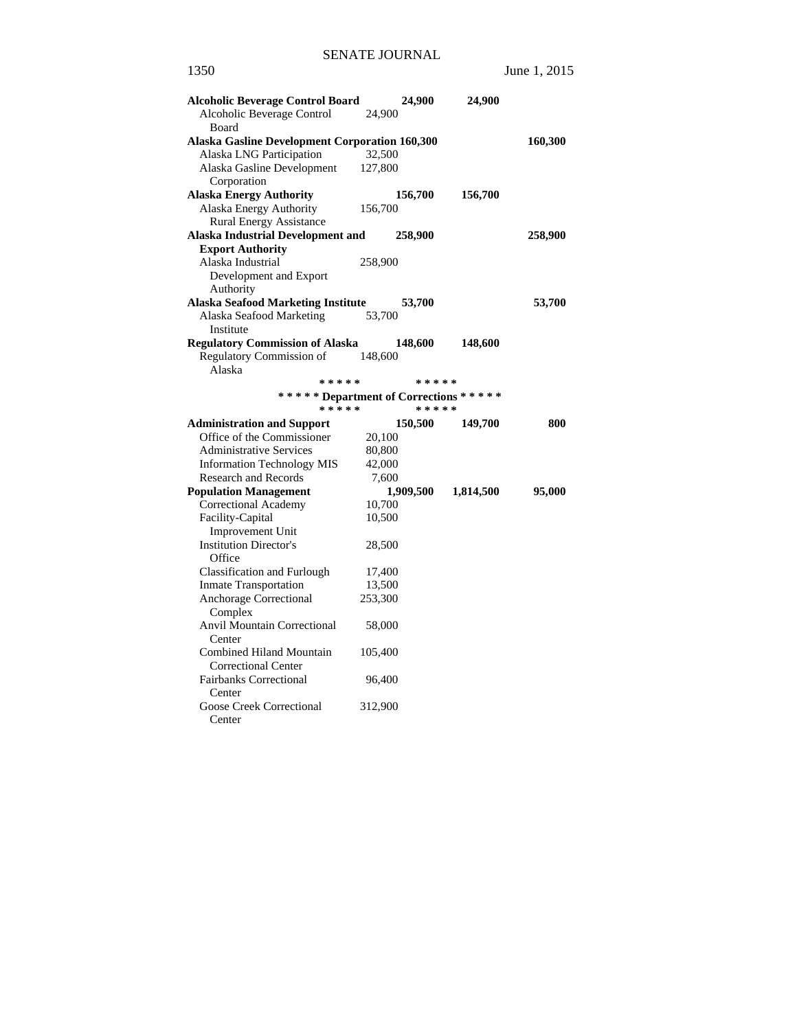| | | | | |
|---|---|---|---|---|
| **Alcoholic Beverage Control Board** | | **24,900** | **24,900** | |
| Alcoholic Beverage Control Board | 24,900 | | | |
| **Alaska Gasline Development Corporation** | | **160,300** | | **160,300** |
| Alaska LNG Participation | 32,500 | | | |
| Alaska Gasline Development Corporation | 127,800 | | | |
| **Alaska Energy Authority** | | **156,700** | **156,700** | |
| Alaska Energy Authority Rural Energy Assistance | 156,700 | | | |
| **Alaska Industrial Development and Export Authority** | | **258,900** | | **258,900** |
| Alaska Industrial Development and Export Authority | 258,900 | | | |
| **Alaska Seafood Marketing Institute** | | **53,700** | | **53,700** |
| Alaska Seafood Marketing Institute | 53,700 | | | |
| **Regulatory Commission of Alaska** | | **148,600** | **148,600** | |
| Regulatory Commission of Alaska | 148,600 | | | |

**\* \* \* \* \* Department of Corrections \* \* \* \* \***

| | | | | |
|---|---|---|---|---|
| **Administration and Support** | | **150,500** | **149,700** | **800** |
| Office of the Commissioner | 20,100 | | | |
| Administrative Services | 80,800 | | | |
| Information Technology MIS | 42,000 | | | |
| Research and Records | 7,600 | | | |
| **Population Management** | | **1,909,500** | **1,814,500** | **95,000** |
| Correctional Academy | 10,700 | | | |
| Facility-Capital Improvement Unit | 10,500 | | | |
| Institution Director's Office | 28,500 | | | |
| Classification and Furlough | 17,400 | | | |
| Inmate Transportation | 13,500 | | | |
| Anchorage Correctional Complex | 253,300 | | | |
| Anvil Mountain Correctional Center | 58,000 | | | |
| Combined Hiland Mountain Correctional Center | 105,400 | | | |
| Fairbanks Correctional Center | 96,400 | | | |
| Goose Creek Correctional Center | 312,900 | | | |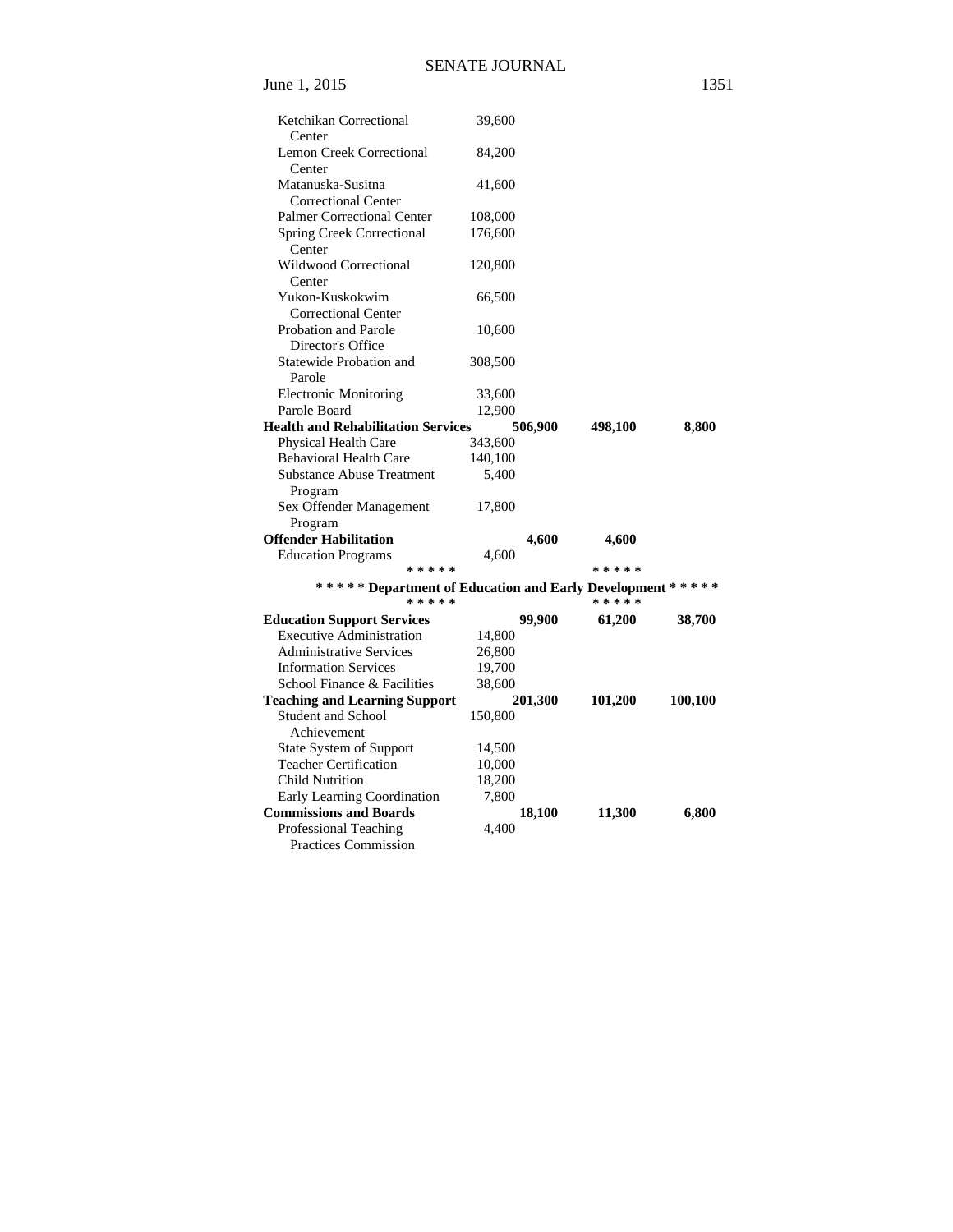| | | | | |
|---|---|---|---|---|
| Ketchikan Correctional Center | 39,600 | | | |
| Lemon Creek Correctional Center | 84,200 | | | |
| Matanuska-Susitna Correctional Center | 41,600 | | | |
| Palmer Correctional Center | 108,000 | | | |
| Spring Creek Correctional Center | 176,600 | | | |
| Wildwood Correctional Center | 120,800 | | | |
| Yukon-Kuskokwim Correctional Center | 66,500 | | | |
| Probation and Parole Director's Office | 10,600 | | | |
| Statewide Probation and Parole | 308,500 | | | |
| Electronic Monitoring | 33,600 | | | |
| Parole Board | 12,900 | | | |
| **Health and Rehabilitation Services** | | **506,900** | **498,100** | **8,800** |
| Physical Health Care | 343,600 | | | |
| Behavioral Health Care | 140,100 | | | |
| Substance Abuse Treatment Program | 5,400 | | | |
| Sex Offender Management Program | 17,800 | | | |
| **Offender Habilitation** | | **4,600** | **4,600** | |
| Education Programs | 4,600 | | | |

**\* \* \* \* \*                                                   \* \* \* \* \***

**\* \* \* \* \* Department of Education and Early Development \* \* \* \* \***

**\* \* \* \* \*                                                   \* \* \* \* \***

| | | | | |
|---|---|---|---|---|
| **Education Support Services** | | **99,900** | **61,200** | **38,700** |
| Executive Administration | 14,800 | | | |
| Administrative Services | 26,800 | | | |
| Information Services | 19,700 | | | |
| School Finance & Facilities | 38,600 | | | |
| **Teaching and Learning Support** | | **201,300** | **101,200** | **100,100** |
| Student and School Achievement | 150,800 | | | |
| State System of Support | 14,500 | | | |
| Teacher Certification | 10,000 | | | |
| Child Nutrition | 18,200 | | | |
| Early Learning Coordination | 7,800 | | | |
| **Commissions and Boards** | | **18,100** | **11,300** | **6,800** |
| Professional Teaching Practices Commission | 4,400 | | | |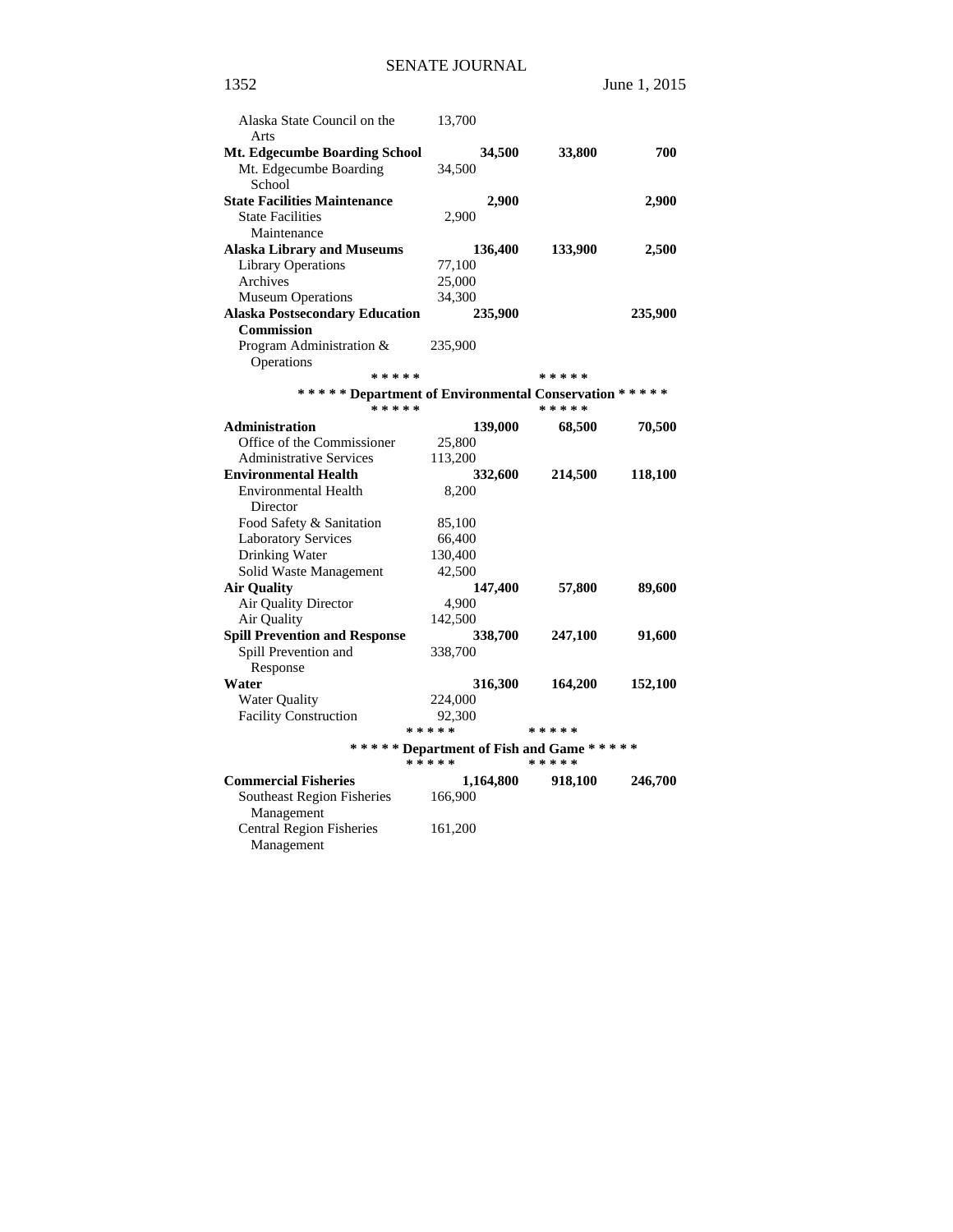| | | | |
|---|---|---|---|
| Alaska State Council on the Arts | 13,700 | | |
| **Mt. Edgecumbe Boarding School** | **34,500** | **33,800** | **700** |
| Mt. Edgecumbe Boarding School | 34,500 | | |
| **State Facilities Maintenance** | **2,900** | | **2,900** |
| State Facilities Maintenance | 2,900 | | |
| **Alaska Library and Museums** | **136,400** | **133,900** | **2,500** |
| Library Operations | 77,100 | | |
| Archives | 25,000 | | |
| Museum Operations | 34,300 | | |
| **Alaska Postsecondary Education Commission** | **235,900** | | **235,900** |
| Program Administration & Operations | 235,900 | | |

**\* \* \* \* \* Department of Environmental Conservation \* \* \* \* \***

| | | | |
|---|---|---|---|
| **Administration** | **139,000** | **68,500** | **70,500** |
| Office of the Commissioner | 25,800 | | |
| Administrative Services | 113,200 | | |
| **Environmental Health** | **332,600** | **214,500** | **118,100** |
| Environmental Health Director | 8,200 | | |
| Food Safety & Sanitation | 85,100 | | |
| Laboratory Services | 66,400 | | |
| Drinking Water | 130,400 | | |
| Solid Waste Management | 42,500 | | |
| **Air Quality** | **147,400** | **57,800** | **89,600** |
| Air Quality Director | 4,900 | | |
| Air Quality | 142,500 | | |
| **Spill Prevention and Response** | **338,700** | **247,100** | **91,600** |
| Spill Prevention and Response | 338,700 | | |
| **Water** | **316,300** | **164,200** | **152,100** |
| Water Quality | 224,000 | | |
| Facility Construction | 92,300 | | |

**\* \* \* \* \* Department of Fish and Game \* \* \* \* \***

| | | | |
|---|---|---|---|
| **Commercial Fisheries** | **1,164,800** | **918,100** | **246,700** |
| Southeast Region Fisheries Management | 166,900 | | |
| Central Region Fisheries Management | 161,200 | | |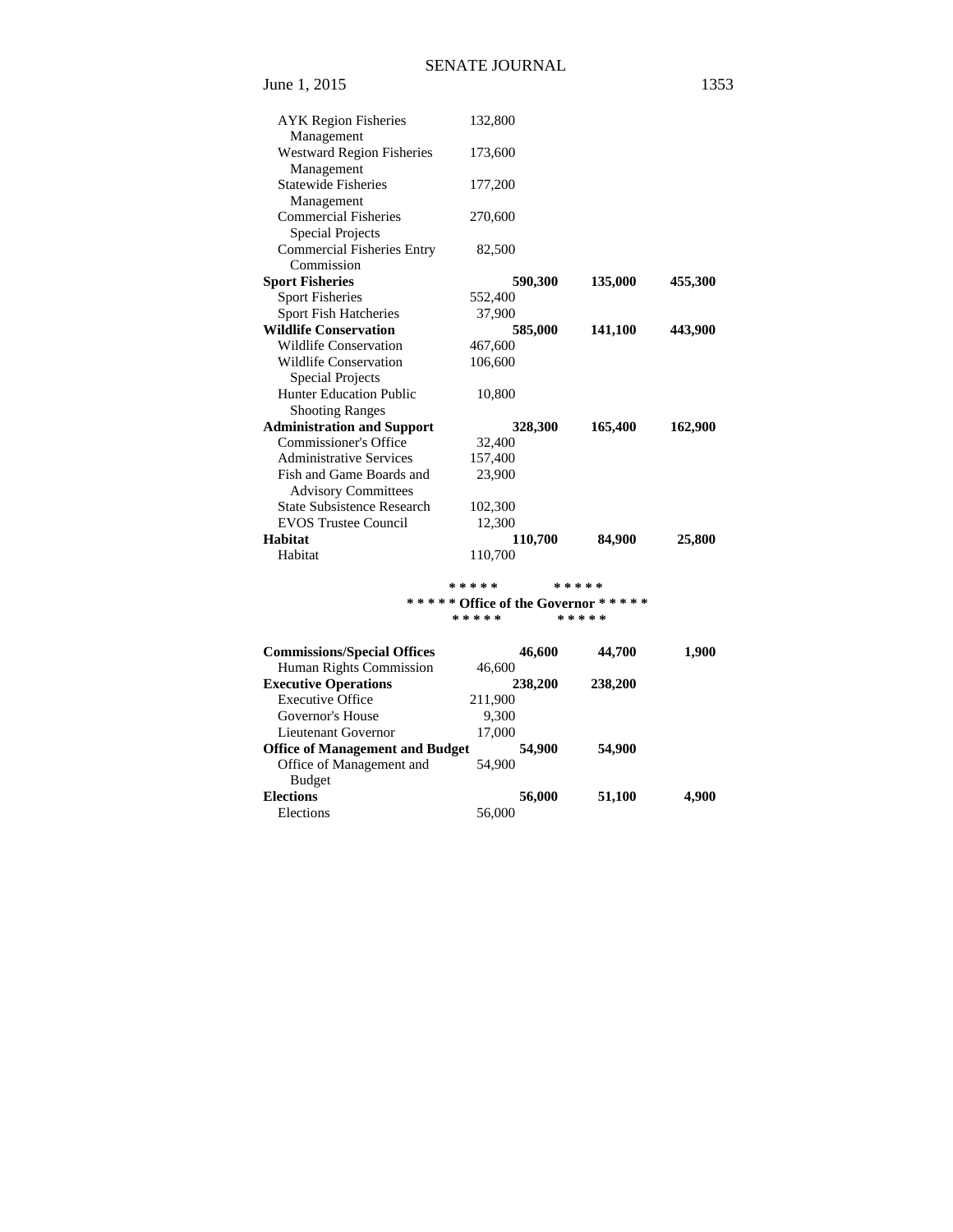| | | | |
|---|---|---|---|
| AYK Region Fisheries Management | 132,800 | | |
| Westward Region Fisheries Management | 173,600 | | |
| Statewide Fisheries Management | 177,200 | | |
| Commercial Fisheries Special Projects | 270,600 | | |
| Commercial Fisheries Entry Commission | 82,500 | | |
| **Sport Fisheries** | **590,300** | **135,000** | **455,300** |
| Sport Fisheries | 552,400 | | |
| Sport Fish Hatcheries | 37,900 | | |
| **Wildlife Conservation** | **585,000** | **141,100** | **443,900** |
| Wildlife Conservation | 467,600 | | |
| Wildlife Conservation Special Projects | 106,600 | | |
| Hunter Education Public Shooting Ranges | 10,800 | | |
| **Administration and Support** | **328,300** | **165,400** | **162,900** |
| Commissioner's Office | 32,400 | | |
| Administrative Services | 157,400 | | |
| Fish and Game Boards and Advisory Committees | 23,900 | | |
| State Subsistence Research | 102,300 | | |
| EVOS Trustee Council | 12,300 | | |
| **Habitat** | **110,700** | **84,900** | **25,800** |
| Habitat | 110,700 | | |

**\* \* \* \* \*            \* \* \* \* \***
**\* \* \* \* \* Office of the Governor \* \* \* \* \***
**\* \* \* \* \*            \* \* \* \* \***

| | | | |
|---|---|---|---|
| **Commissions/Special Offices** | **46,600** | **44,700** | **1,900** |
| Human Rights Commission | 46,600 | | |
| **Executive Operations** | **238,200** | **238,200** | |
| Executive Office | 211,900 | | |
| Governor's House | 9,300 | | |
| Lieutenant Governor | 17,000 | | |
| **Office of Management and Budget** | **54,900** | **54,900** | |
| Office of Management and Budget | 54,900 | | |
| **Elections** | **56,000** | **51,100** | **4,900** |
| Elections | 56,000 | | |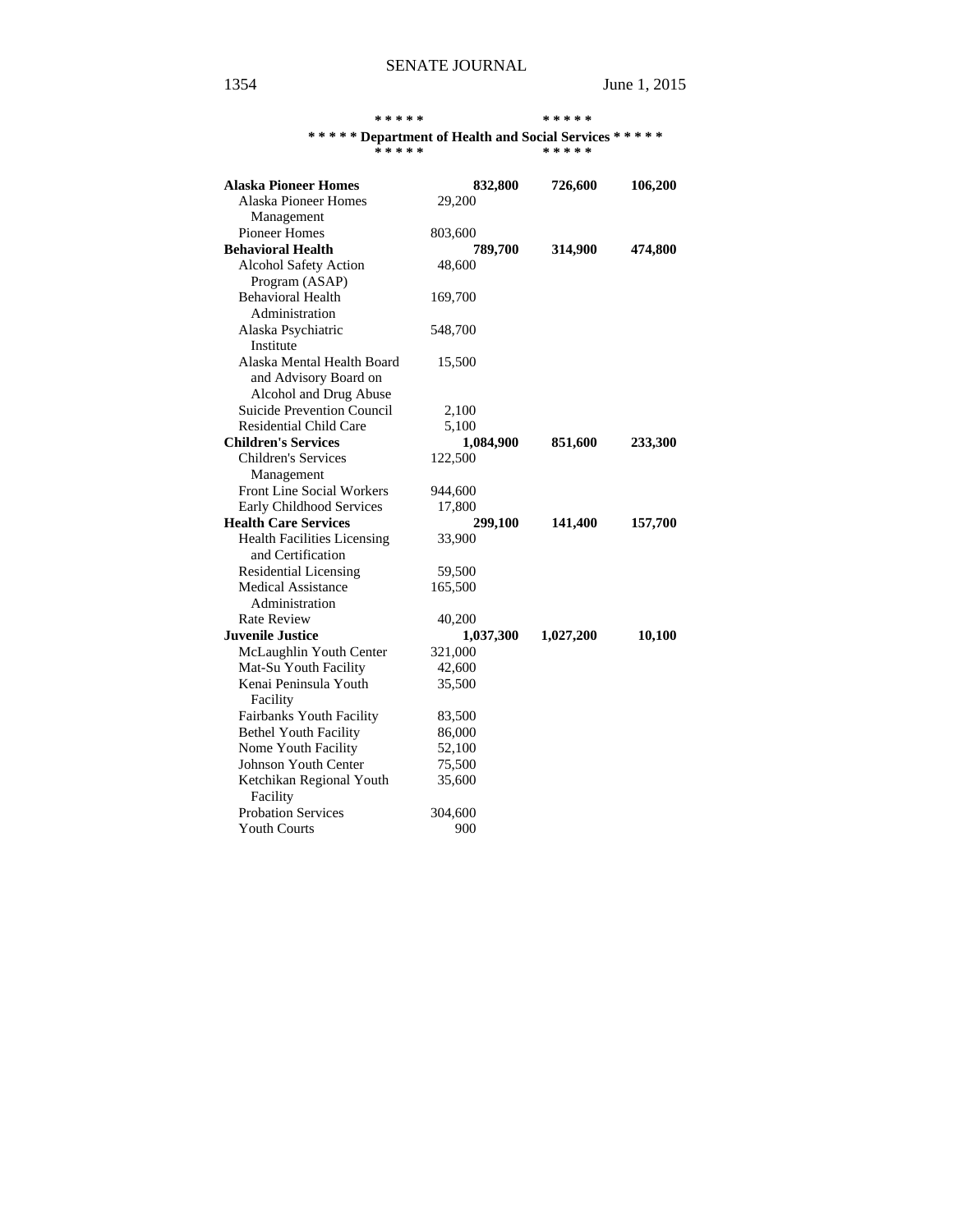\* \* \* \* \* \* \* \* \* \*

**\* \* \* \* \* Department of Health and Social Services \* \* \* \* \***

\* \* \* \* \* \* \* \* \* \*

| | | | |
|---|---|---|---|
| **Alaska Pioneer Homes** | **832,800** | **726,600** | **106,200** |
| Alaska Pioneer Homes Management | 29,200 | | |
| Pioneer Homes | 803,600 | | |
| **Behavioral Health** | **789,700** | **314,900** | **474,800** |
| Alcohol Safety Action Program (ASAP) | 48,600 | | |
| Behavioral Health Administration | 169,700 | | |
| Alaska Psychiatric Institute | 548,700 | | |
| Alaska Mental Health Board and Advisory Board on Alcohol and Drug Abuse | 15,500 | | |
| Suicide Prevention Council | 2,100 | | |
| Residential Child Care | 5,100 | | |
| **Children's Services** | **1,084,900** | **851,600** | **233,300** |
| Children's Services Management | 122,500 | | |
| Front Line Social Workers | 944,600 | | |
| Early Childhood Services | 17,800 | | |
| **Health Care Services** | **299,100** | **141,400** | **157,700** |
| Health Facilities Licensing and Certification | 33,900 | | |
| Residential Licensing | 59,500 | | |
| Medical Assistance Administration | 165,500 | | |
| Rate Review | 40,200 | | |
| **Juvenile Justice** | **1,037,300** | **1,027,200** | **10,100** |
| McLaughlin Youth Center | 321,000 | | |
| Mat-Su Youth Facility | 42,600 | | |
| Kenai Peninsula Youth Facility | 35,500 | | |
| Fairbanks Youth Facility | 83,500 | | |
| Bethel Youth Facility | 86,000 | | |
| Nome Youth Facility | 52,100 | | |
| Johnson Youth Center | 75,500 | | |
| Ketchikan Regional Youth Facility | 35,600 | | |
| Probation Services | 304,600 | | |
| Youth Courts | 900 | | |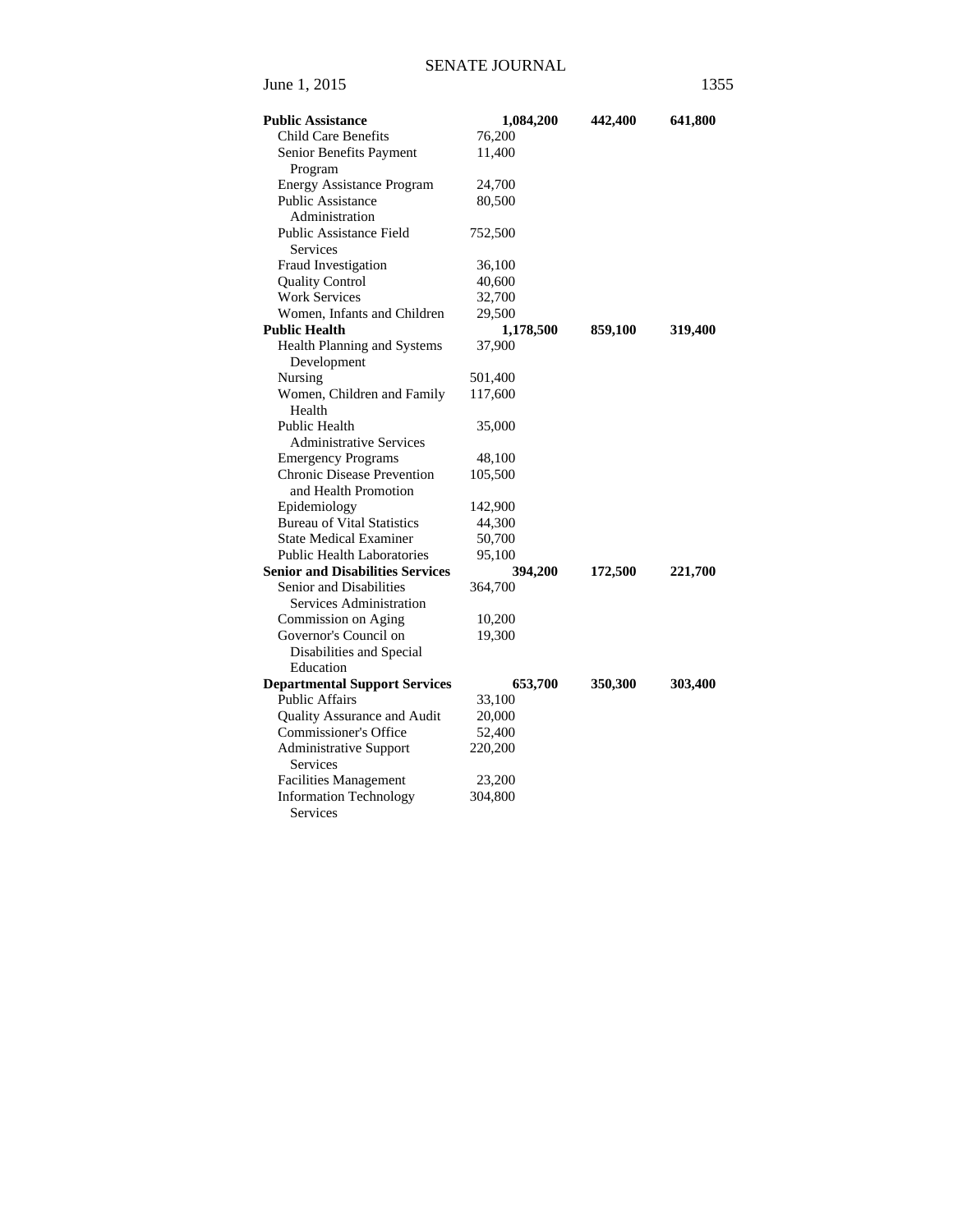| | | | |
|---|---|---|---|
| **Public Assistance** | **1,084,200** | **442,400** | **641,800** |
| Child Care Benefits | 76,200 | | |
| Senior Benefits Payment Program | 11,400 | | |
| Energy Assistance Program | 24,700 | | |
| Public Assistance Administration | 80,500 | | |
| Public Assistance Field Services | 752,500 | | |
| Fraud Investigation | 36,100 | | |
| Quality Control | 40,600 | | |
| Work Services | 32,700 | | |
| Women, Infants and Children | 29,500 | | |
| **Public Health** | **1,178,500** | **859,100** | **319,400** |
| Health Planning and Systems Development | 37,900 | | |
| Nursing | 501,400 | | |
| Women, Children and Family Health | 117,600 | | |
| Public Health Administrative Services | 35,000 | | |
| Emergency Programs | 48,100 | | |
| Chronic Disease Prevention and Health Promotion | 105,500 | | |
| Epidemiology | 142,900 | | |
| Bureau of Vital Statistics | 44,300 | | |
| State Medical Examiner | 50,700 | | |
| Public Health Laboratories | 95,100 | | |
| **Senior and Disabilities Services** | **394,200** | **172,500** | **221,700** |
| Senior and Disabilities Services Administration | 364,700 | | |
| Commission on Aging | 10,200 | | |
| Governor's Council on Disabilities and Special Education | 19,300 | | |
| **Departmental Support Services** | **653,700** | **350,300** | **303,400** |
| Public Affairs | 33,100 | | |
| Quality Assurance and Audit | 20,000 | | |
| Commissioner's Office | 52,400 | | |
| Administrative Support Services | 220,200 | | |
| Facilities Management | 23,200 | | |
| Information Technology Services | 304,800 | | |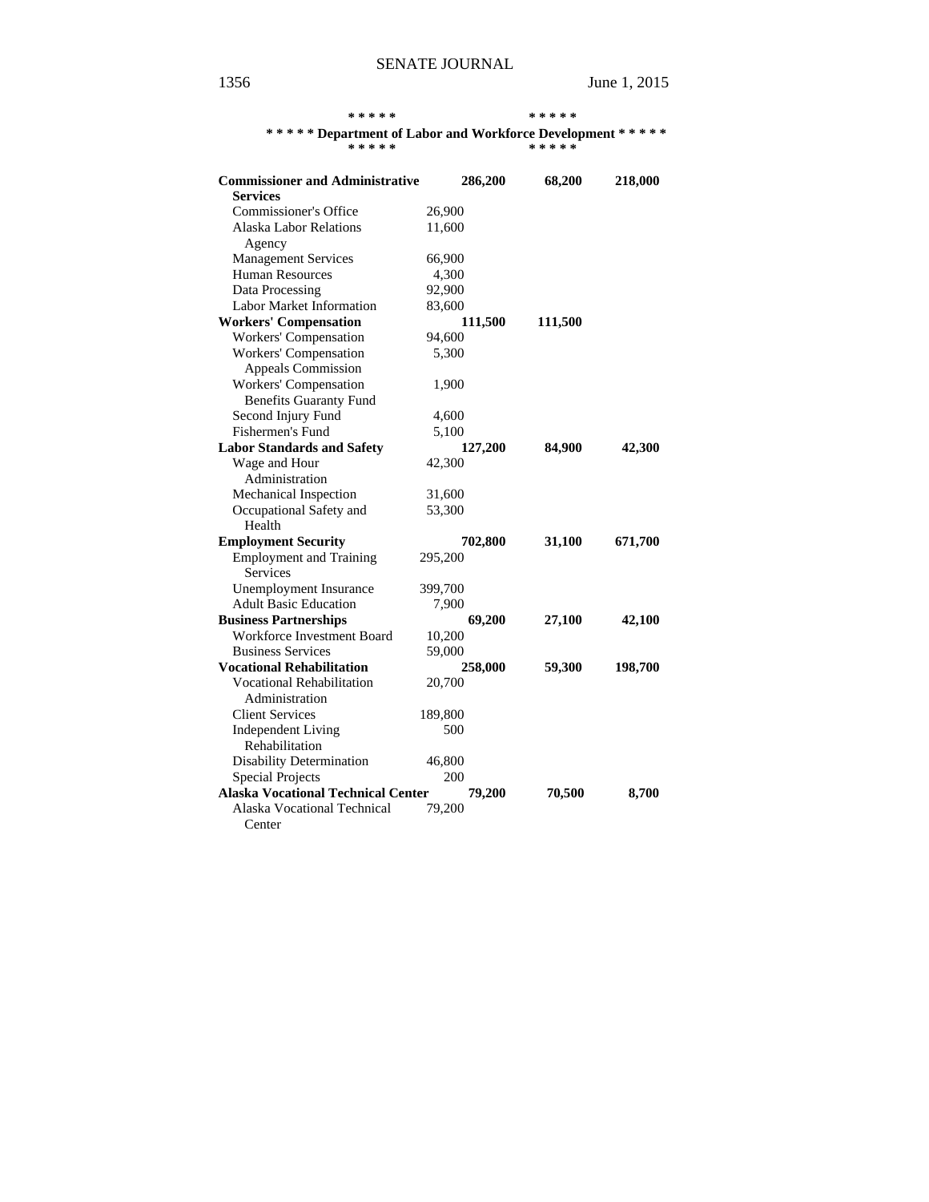\* \* \* \* \* \* \* \* \* \*

**\* \* \* \* \* Department of Labor and Workforce Development \* \* \* \* \***

\* \* \* \* \* \* \* \* \* \*

| | | | | |
|---|---|---|---|---|
| **Commissioner and Administrative Services** | | **286,200** | **68,200** | **218,000** |
| Commissioner's Office | 26,900 | | | |
| Alaska Labor Relations Agency | 11,600 | | | |
| Management Services | 66,900 | | | |
| Human Resources | 4,300 | | | |
| Data Processing | 92,900 | | | |
| Labor Market Information | 83,600 | | | |
| **Workers' Compensation** | | **111,500** | **111,500** | |
| Workers' Compensation | 94,600 | | | |
| Workers' Compensation Appeals Commission | 5,300 | | | |
| Workers' Compensation Benefits Guaranty Fund | 1,900 | | | |
| Second Injury Fund | 4,600 | | | |
| Fishermen's Fund | 5,100 | | | |
| **Labor Standards and Safety** | | **127,200** | **84,900** | **42,300** |
| Wage and Hour Administration | 42,300 | | | |
| Mechanical Inspection | 31,600 | | | |
| Occupational Safety and Health | 53,300 | | | |
| **Employment Security** | | **702,800** | **31,100** | **671,700** |
| Employment and Training Services | 295,200 | | | |
| Unemployment Insurance | 399,700 | | | |
| Adult Basic Education | 7,900 | | | |
| **Business Partnerships** | | **69,200** | **27,100** | **42,100** |
| Workforce Investment Board | 10,200 | | | |
| Business Services | 59,000 | | | |
| **Vocational Rehabilitation** | | **258,000** | **59,300** | **198,700** |
| Vocational Rehabilitation Administration | 20,700 | | | |
| Client Services | 189,800 | | | |
| Independent Living Rehabilitation | 500 | | | |
| Disability Determination | 46,800 | | | |
| Special Projects | 200 | | | |
| **Alaska Vocational Technical Center** | | **79,200** | **70,500** | **8,700** |
| Alaska Vocational Technical Center | 79,200 | | | |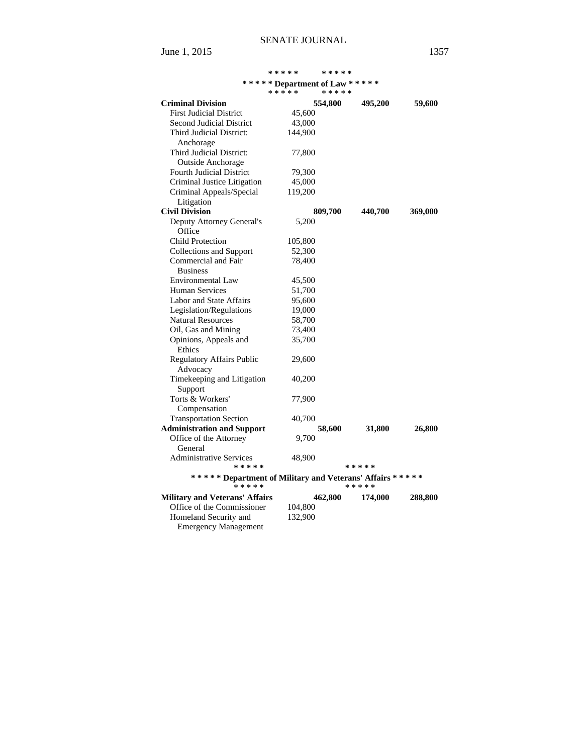\* \* \* \* \* \* \* \* \* \*

**\* \* \* \* \* Department of Law \* \* \* \* \***

\* \* \* \* \* \* \* \* \* \*

| | | | | |
|---|---|---|---|---|
| **Criminal Division** | | **554,800** | **495,200** | **59,600** |
| First Judicial District | 45,600 | | | |
| Second Judicial District | 43,000 | | | |
| Third Judicial District: Anchorage | 144,900 | | | |
| Third Judicial District: Outside Anchorage | 77,800 | | | |
| Fourth Judicial District | 79,300 | | | |
| Criminal Justice Litigation | 45,000 | | | |
| Criminal Appeals/Special Litigation | 119,200 | | | |
| **Civil Division** | | **809,700** | **440,700** | **369,000** |
| Deputy Attorney General's Office | 5,200 | | | |
| Child Protection | 105,800 | | | |
| Collections and Support | 52,300 | | | |
| Commercial and Fair Business | 78,400 | | | |
| Environmental Law | 45,500 | | | |
| Human Services | 51,700 | | | |
| Labor and State Affairs | 95,600 | | | |
| Legislation/Regulations | 19,000 | | | |
| Natural Resources | 58,700 | | | |
| Oil, Gas and Mining | 73,400 | | | |
| Opinions, Appeals and Ethics | 35,700 | | | |
| Regulatory Affairs Public Advocacy | 29,600 | | | |
| Timekeeping and Litigation Support | 40,200 | | | |
| Torts & Workers' Compensation | 77,900 | | | |
| Transportation Section | 40,700 | | | |
| **Administration and Support** | | **58,600** | **31,800** | **26,800** |
| Office of the Attorney General | 9,700 | | | |
| Administrative Services | 48,900 | | | |

\* \* \* \* \* \* \* \* \* \*

**\* \* \* \* \* Department of Military and Veterans' Affairs \* \* \* \* \***

\* \* \* \* \* \* \* \* \* \*

| | | | | |
|---|---|---|---|---|
| **Military and Veterans' Affairs** | | **462,800** | **174,000** | **288,800** |
| Office of the Commissioner | 104,800 | | | |
| Homeland Security and Emergency Management | 132,900 | | | |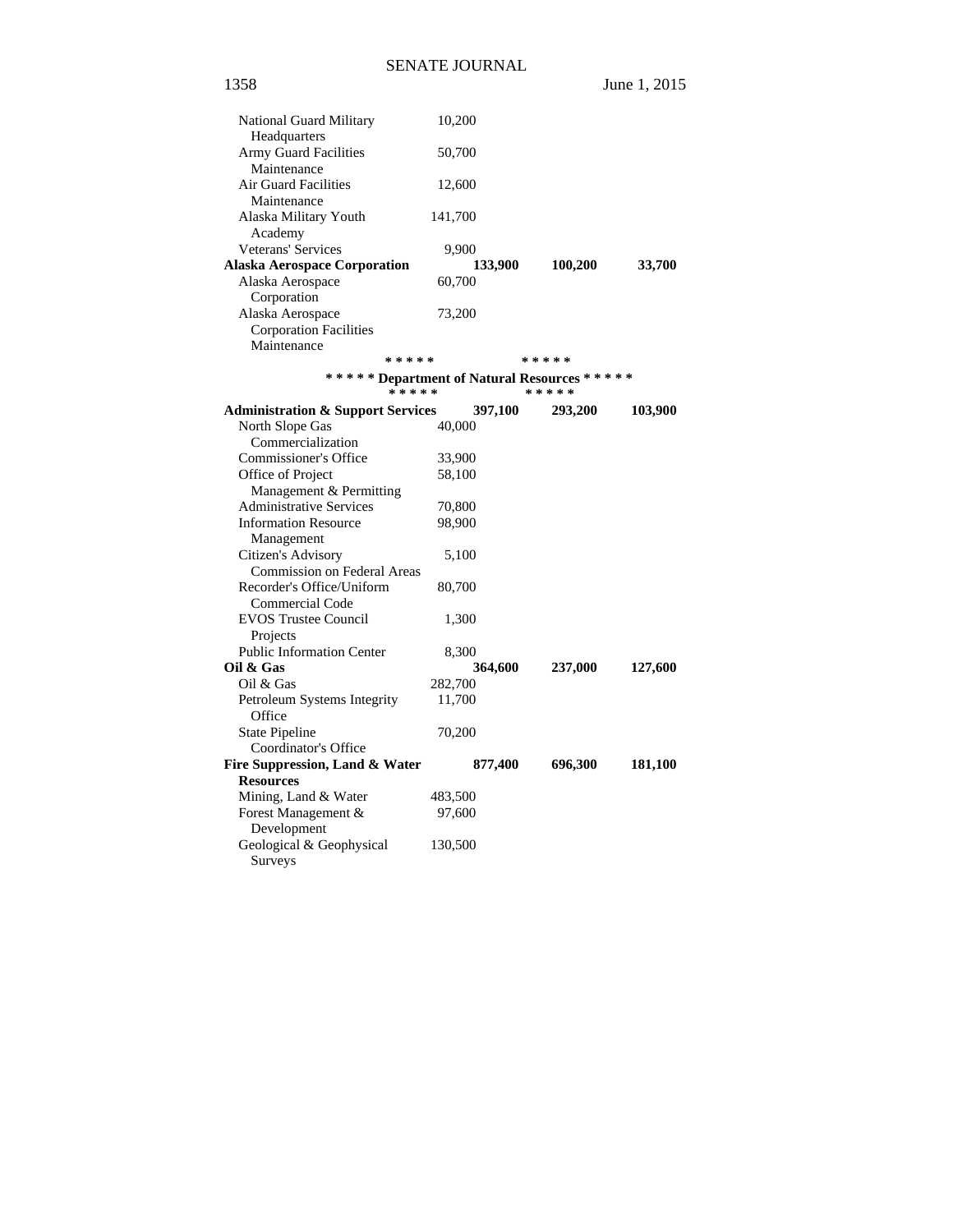| | | | | |
|---|---|---|---|---|
| National Guard Military Headquarters | 10,200 | | | |
| Army Guard Facilities Maintenance | 50,700 | | | |
| Air Guard Facilities Maintenance | 12,600 | | | |
| Alaska Military Youth Academy | 141,700 | | | |
| Veterans' Services | 9,900 | | | |
| **Alaska Aerospace Corporation** | | **133,900** | **100,200** | **33,700** |
| Alaska Aerospace Corporation | 60,700 | | | |
| Alaska Aerospace Corporation Facilities Maintenance | 73,200 | | | |

\* \* \* \* \* \* \* \* \* \*

**\* \* \* \* \* Department of Natural Resources \* \* \* \* \***

\* \* \* \* \* \* \* \* \* \*

| | | | | |
|---|---|---|---|---|
| **Administration & Support Services** | | **397,100** | **293,200** | **103,900** |
| North Slope Gas Commercialization | 40,000 | | | |
| Commissioner's Office | 33,900 | | | |
| Office of Project Management & Permitting | 58,100 | | | |
| Administrative Services | 70,800 | | | |
| Information Resource Management | 98,900 | | | |
| Citizen's Advisory Commission on Federal Areas | 5,100 | | | |
| Recorder's Office/Uniform Commercial Code | 80,700 | | | |
| EVOS Trustee Council Projects | 1,300 | | | |
| Public Information Center | 8,300 | | | |
| **Oil & Gas** | | **364,600** | **237,000** | **127,600** |
| Oil & Gas | 282,700 | | | |
| Petroleum Systems Integrity Office | 11,700 | | | |
| State Pipeline Coordinator's Office | 70,200 | | | |
| **Fire Suppression, Land & Water Resources** | | **877,400** | **696,300** | **181,100** |
| Mining, Land & Water | 483,500 | | | |
| Forest Management & Development | 97,600 | | | |
| Geological & Geophysical Surveys | 130,500 | | | |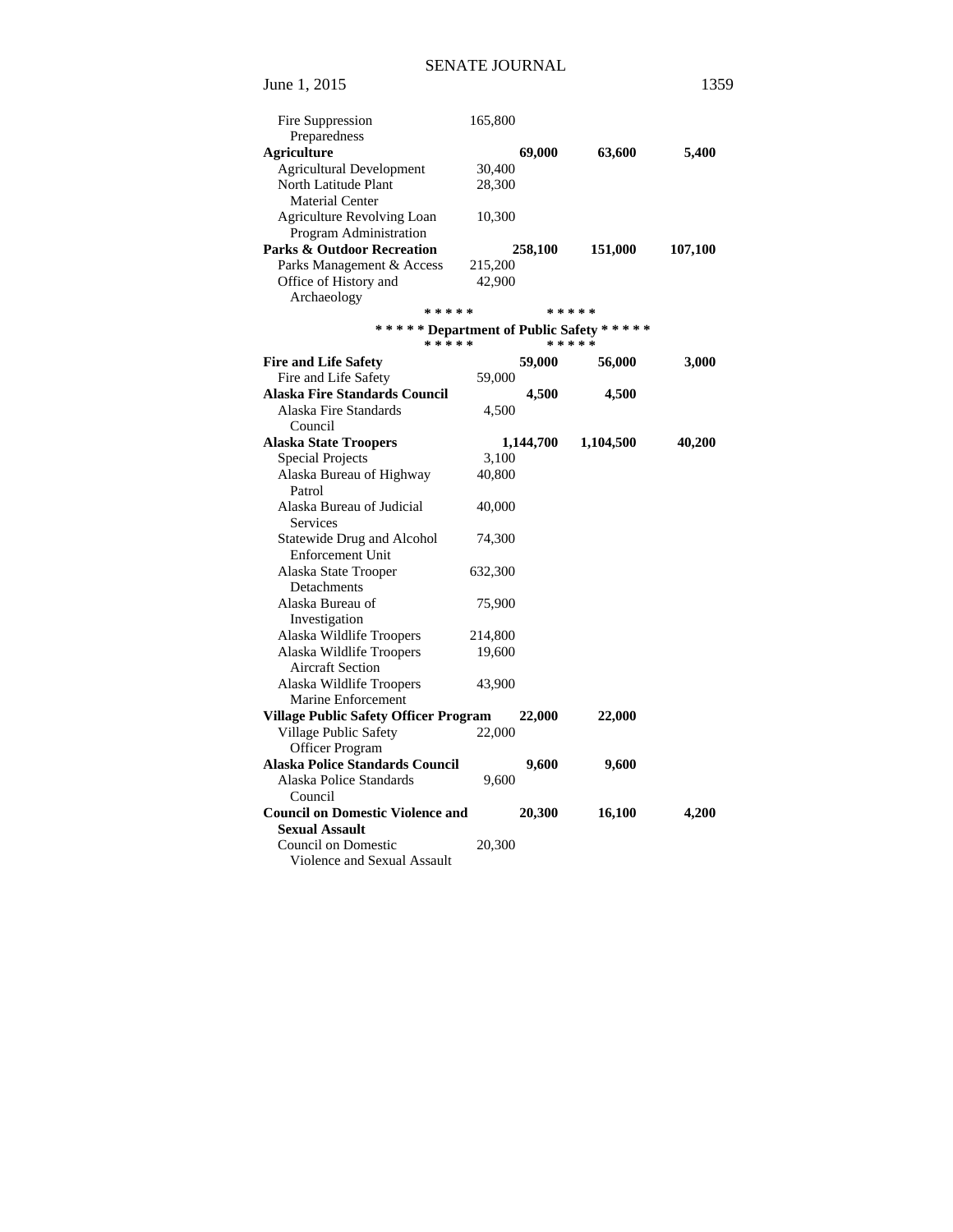| | | | | |
|---|---|---|---|---|
| Fire Suppression Preparedness | 165,800 | | | |
| **Agriculture** | | **69,000** | **63,600** | **5,400** |
| Agricultural Development | 30,400 | | | |
| North Latitude Plant Material Center | 28,300 | | | |
| Agriculture Revolving Loan Program Administration | 10,300 | | | |
| **Parks & Outdoor Recreation** | | **258,100** | **151,000** | **107,100** |
| Parks Management & Access | 215,200 | | | |
| Office of History and Archaeology | 42,900 | | | |

**\* \* \* \* \*                    \* \* \* \* \***

**\* \* \* \* \* Department of Public Safety \* \* \* \* \***

**\* \* \* \* \*                    \* \* \* \* \***

| | | | | |
|---|---|---|---|---|
| **Fire and Life Safety** | | **59,000** | **56,000** | **3,000** |
| Fire and Life Safety | 59,000 | | | |
| **Alaska Fire Standards Council** | | **4,500** | **4,500** | |
| Alaska Fire Standards Council | 4,500 | | | |
| **Alaska State Troopers** | | **1,144,700** | **1,104,500** | **40,200** |
| Special Projects | 3,100 | | | |
| Alaska Bureau of Highway Patrol | 40,800 | | | |
| Alaska Bureau of Judicial Services | 40,000 | | | |
| Statewide Drug and Alcohol Enforcement Unit | 74,300 | | | |
| Alaska State Trooper Detachments | 632,300 | | | |
| Alaska Bureau of Investigation | 75,900 | | | |
| Alaska Wildlife Troopers | 214,800 | | | |
| Alaska Wildlife Troopers Aircraft Section | 19,600 | | | |
| Alaska Wildlife Troopers Marine Enforcement | 43,900 | | | |
| **Village Public Safety Officer Program** | | **22,000** | **22,000** | |
| Village Public Safety Officer Program | 22,000 | | | |
| **Alaska Police Standards Council** | | **9,600** | **9,600** | |
| Alaska Police Standards Council | 9,600 | | | |
| **Council on Domestic Violence and Sexual Assault** | | **20,300** | **16,100** | **4,200** |
| Council on Domestic Violence and Sexual Assault | 20,300 | | | |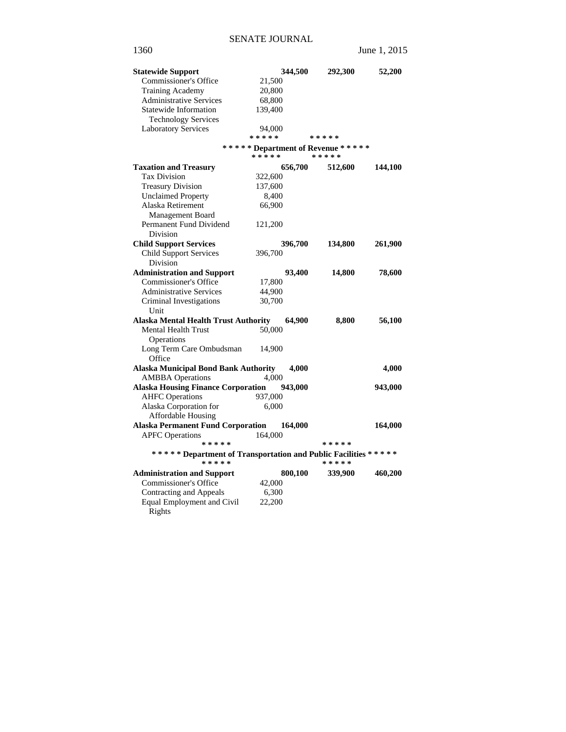| | | | | |
|---|---|---|---|---|
| **Statewide Support** | | **344,500** | **292,300** | **52,200** |
| Commissioner's Office | 21,500 | | | |
| Training Academy | 20,800 | | | |
| Administrative Services | 68,800 | | | |
| Statewide Information Technology Services | 139,400 | | | |
| Laboratory Services | 94,000 | | | |
| | * * * * * | | * * * * * | |
| | **\* \* \* \* \* Department of Revenue \* \* \* \* \*** | | | |
| | * * * * * | | * * * * * | |
| **Taxation and Treasury** | | **656,700** | **512,600** | **144,100** |
| Tax Division | 322,600 | | | |
| Treasury Division | 137,600 | | | |
| Unclaimed Property | 8,400 | | | |
| Alaska Retirement Management Board | 66,900 | | | |
| Permanent Fund Dividend Division | 121,200 | | | |
| **Child Support Services** | | **396,700** | **134,800** | **261,900** |
| Child Support Services Division | 396,700 | | | |
| **Administration and Support** | | **93,400** | **14,800** | **78,600** |
| Commissioner's Office | 17,800 | | | |
| Administrative Services | 44,900 | | | |
| Criminal Investigations Unit | 30,700 | | | |
| **Alaska Mental Health Trust Authority** | | **64,900** | **8,800** | **56,100** |
| Mental Health Trust Operations | 50,000 | | | |
| Long Term Care Ombudsman Office | 14,900 | | | |
| **Alaska Municipal Bond Bank Authority** | | **4,000** | | **4,000** |
| AMBBA Operations | 4,000 | | | |
| **Alaska Housing Finance Corporation** | | **943,000** | | **943,000** |
| AHFC Operations | 937,000 | | | |
| Alaska Corporation for Affordable Housing | 6,000 | | | |
| **Alaska Permanent Fund Corporation** | | **164,000** | | **164,000** |
| APFC Operations | 164,000 | | | |
| * * * * * | | | * * * * * | |
| **\* \* \* \* \* Department of Transportation and Public Facilities \* \* \* \* \*** | | | | |
| * * * * * | | | * * * * * | |
| **Administration and Support** | | **800,100** | **339,900** | **460,200** |
| Commissioner's Office | 42,000 | | | |
| Contracting and Appeals | 6,300 | | | |
| Equal Employment and Civil Rights | 22,200 | | | |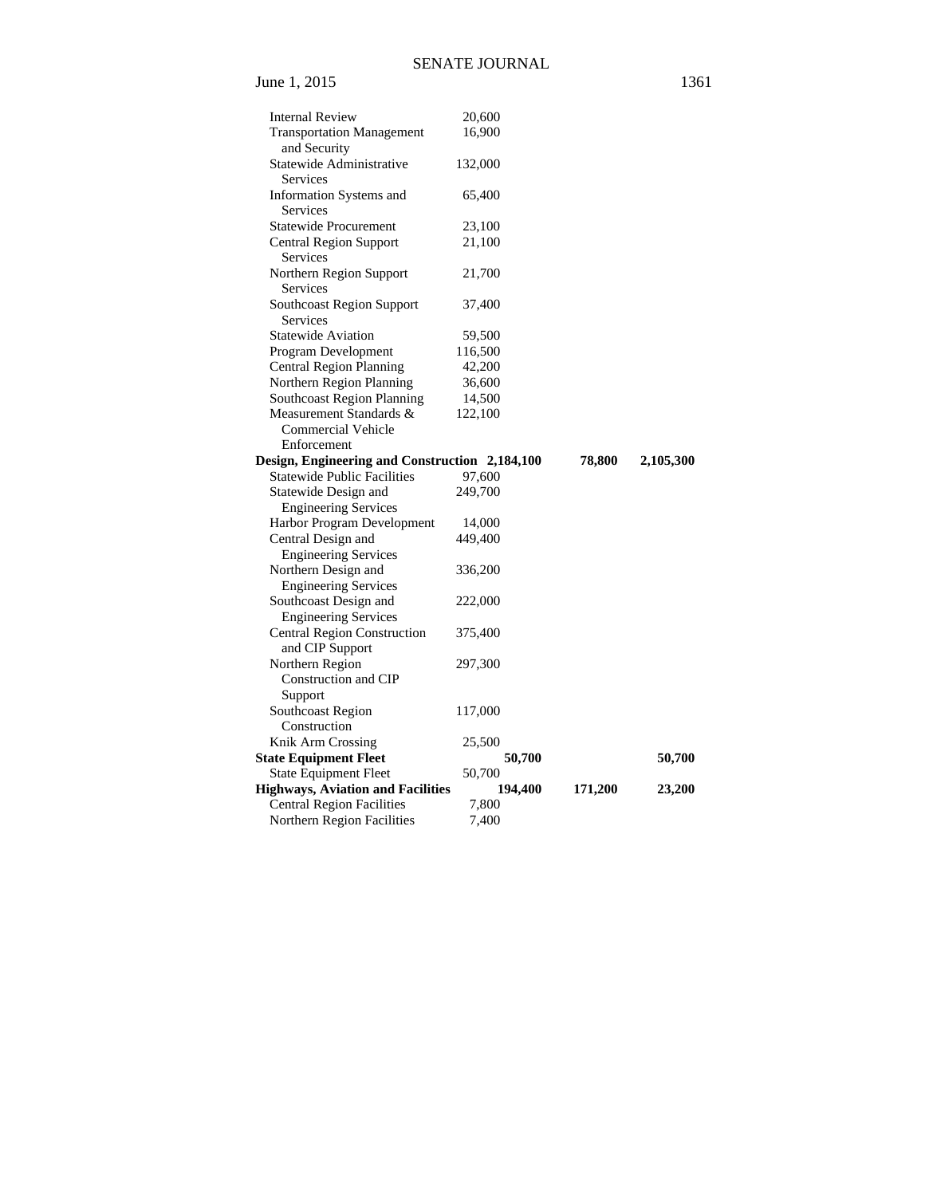| | | | | |
|---|---|---|---|---|
| Internal Review | 20,600 | | | |
| Transportation Management and Security | 16,900 | | | |
| Statewide Administrative Services | 132,000 | | | |
| Information Systems and Services | 65,400 | | | |
| Statewide Procurement | 23,100 | | | |
| Central Region Support Services | 21,100 | | | |
| Northern Region Support Services | 21,700 | | | |
| Southcoast Region Support Services | 37,400 | | | |
| Statewide Aviation | 59,500 | | | |
| Program Development | 116,500 | | | |
| Central Region Planning | 42,200 | | | |
| Northern Region Planning | 36,600 | | | |
| Southcoast Region Planning | 14,500 | | | |
| Measurement Standards & Commercial Vehicle Enforcement | 122,100 | | | |
| **Design, Engineering and Construction** | | **2,184,100** | **78,800** | **2,105,300** |
| Statewide Public Facilities | 97,600 | | | |
| Statewide Design and Engineering Services | 249,700 | | | |
| Harbor Program Development | 14,000 | | | |
| Central Design and Engineering Services | 449,400 | | | |
| Northern Design and Engineering Services | 336,200 | | | |
| Southcoast Design and Engineering Services | 222,000 | | | |
| Central Region Construction and CIP Support | 375,400 | | | |
| Northern Region Construction and CIP Support | 297,300 | | | |
| Southcoast Region Construction | 117,000 | | | |
| Knik Arm Crossing | 25,500 | | | |
| **State Equipment Fleet** | | **50,700** | | **50,700** |
| State Equipment Fleet | 50,700 | | | |
| **Highways, Aviation and Facilities** | | **194,400** | **171,200** | **23,200** |
| Central Region Facilities | 7,800 | | | |
| Northern Region Facilities | 7,400 | | | |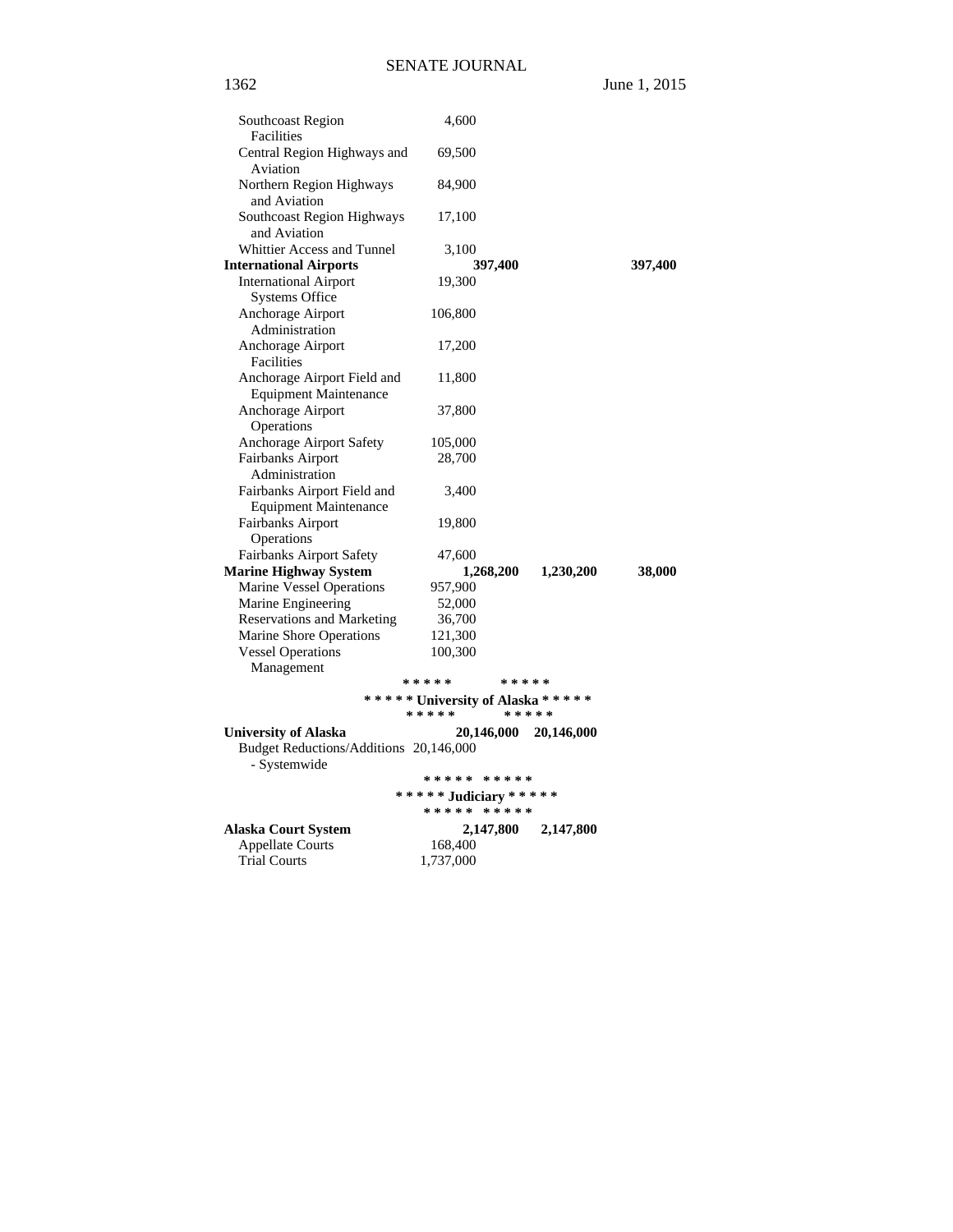| | | | |
|---|---|---|---|
| Southcoast Region Facilities | 4,600 | | |
| Central Region Highways and Aviation | 69,500 | | |
| Northern Region Highways and Aviation | 84,900 | | |
| Southcoast Region Highways and Aviation | 17,100 | | |
| Whittier Access and Tunnel | 3,100 | | |
| **International Airports** | **397,400** | | **397,400** |
| International Airport Systems Office | 19,300 | | |
| Anchorage Airport Administration | 106,800 | | |
| Anchorage Airport Facilities | 17,200 | | |
| Anchorage Airport Field and Equipment Maintenance | 11,800 | | |
| Anchorage Airport Operations | 37,800 | | |
| Anchorage Airport Safety | 105,000 | | |
| Fairbanks Airport Administration | 28,700 | | |
| Fairbanks Airport Field and Equipment Maintenance | 3,400 | | |
| Fairbanks Airport Operations | 19,800 | | |
| Fairbanks Airport Safety | 47,600 | | |
| **Marine Highway System** | **1,268,200** | **1,230,200** | **38,000** |
| Marine Vessel Operations | 957,900 | | |
| Marine Engineering | 52,000 | | |
| Reservations and Marketing | 36,700 | | |
| Marine Shore Operations | 121,300 | | |
| Vessel Operations Management | 100,300 | | |

\* \* \* \* \*    \* \* \* \* \*

**\* \* \* \* \* University of Alaska \* \* \* \* \***

\* \* \* \* \*    \* \* \* \* \*

| | | | |
|---|---|---|---|
| **University of Alaska** | **20,146,000** | **20,146,000** | |
| Budget Reductions/Additions - Systemwide | 20,146,000 | | |

\* \* \* \* \*    \* \* \* \* \*

**\* \* \* \* \* Judiciary \* \* \* \* \***

\* \* \* \* \*    \* \* \* \* \*

| | | | |
|---|---|---|---|
| **Alaska Court System** | **2,147,800** | **2,147,800** | |
| Appellate Courts | 168,400 | | |
| Trial Courts | 1,737,000 | | |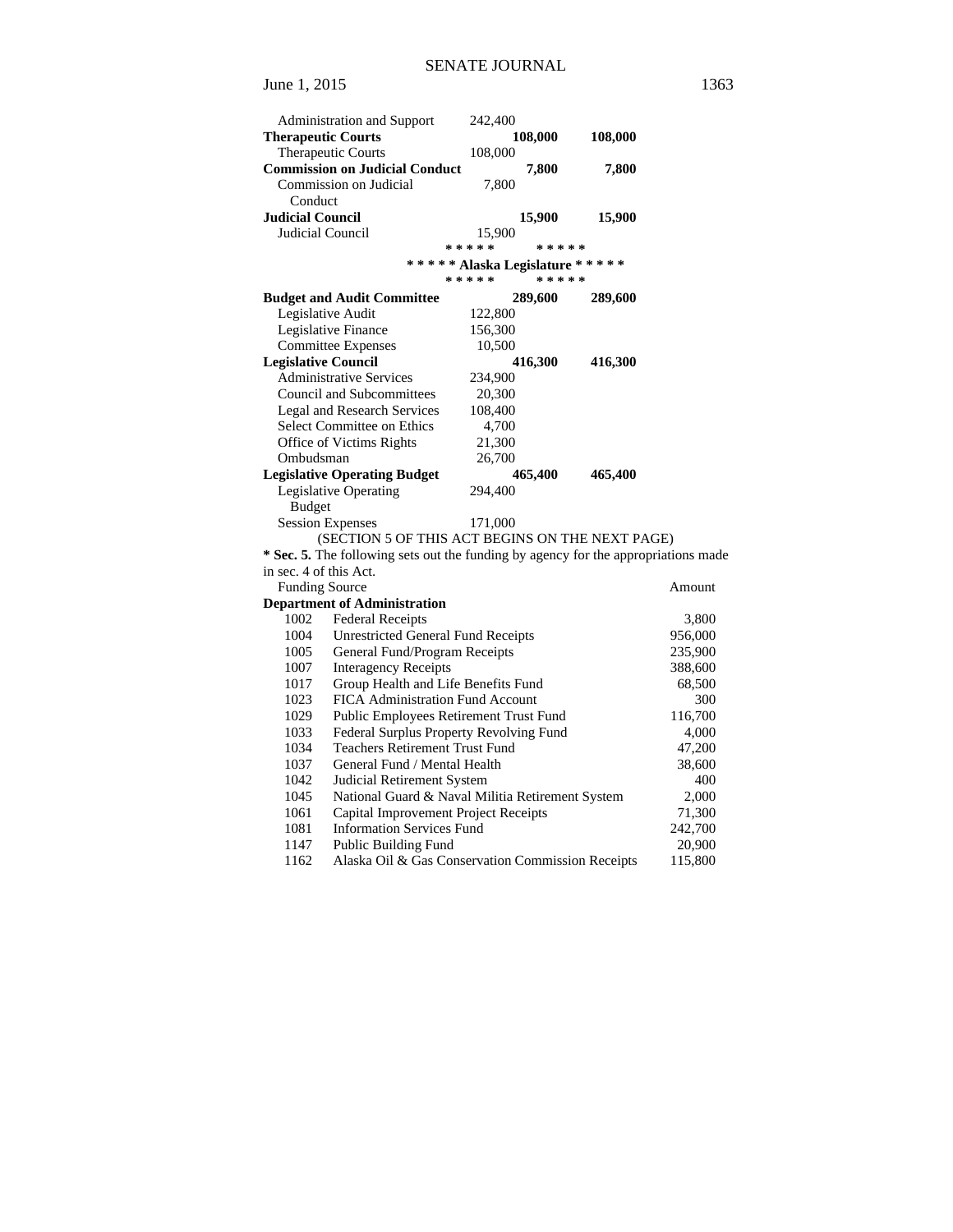| | | | |
|---|---|---|---|
| Administration and Support | 242,400 | | |
| **Therapeutic Courts** | | **108,000** | **108,000** |
| Therapeutic Courts | 108,000 | | |
| **Commission on Judicial Conduct** | | **7,800** | **7,800** |
| Commission on Judicial Conduct | 7,800 | | |
| **Judicial Council** | | **15,900** | **15,900** |
| Judicial Council | 15,900 | | |

\* \* \* \* \* \* \* \* \* \*

**\* \* \* \* \* Alaska Legislature \* \* \* \* \***

\* \* \* \* \* \* \* \* \* \*

| | | | |
|---|---|---|---|
| **Budget and Audit Committee** | | **289,600** | **289,600** |
| Legislative Audit | 122,800 | | |
| Legislative Finance | 156,300 | | |
| Committee Expenses | 10,500 | | |
| **Legislative Council** | | **416,300** | **416,300** |
| Administrative Services | 234,900 | | |
| Council and Subcommittees | 20,300 | | |
| Legal and Research Services | 108,400 | | |
| Select Committee on Ethics | 4,700 | | |
| Office of Victims Rights | 21,300 | | |
| Ombudsman | 26,700 | | |
| **Legislative Operating Budget** | | **465,400** | **465,400** |
| Legislative Operating Budget | 294,400 | | |
| Session Expenses | 171,000 | | |

(SECTION 5 OF THIS ACT BEGINS ON THE NEXT PAGE)

**\* Sec. 5.** The following sets out the funding by agency for the appropriations made in sec. 4 of this Act.

| Funding Source | | Amount |
|---|---|---|
| **Department of Administration** | | |
| 1002 | Federal Receipts | 3,800 |
| 1004 | Unrestricted General Fund Receipts | 956,000 |
| 1005 | General Fund/Program Receipts | 235,900 |
| 1007 | Interagency Receipts | 388,600 |
| 1017 | Group Health and Life Benefits Fund | 68,500 |
| 1023 | FICA Administration Fund Account | 300 |
| 1029 | Public Employees Retirement Trust Fund | 116,700 |
| 1033 | Federal Surplus Property Revolving Fund | 4,000 |
| 1034 | Teachers Retirement Trust Fund | 47,200 |
| 1037 | General Fund / Mental Health | 38,600 |
| 1042 | Judicial Retirement System | 400 |
| 1045 | National Guard & Naval Militia Retirement System | 2,000 |
| 1061 | Capital Improvement Project Receipts | 71,300 |
| 1081 | Information Services Fund | 242,700 |
| 1147 | Public Building Fund | 20,900 |
| 1162 | Alaska Oil & Gas Conservation Commission Receipts | 115,800 |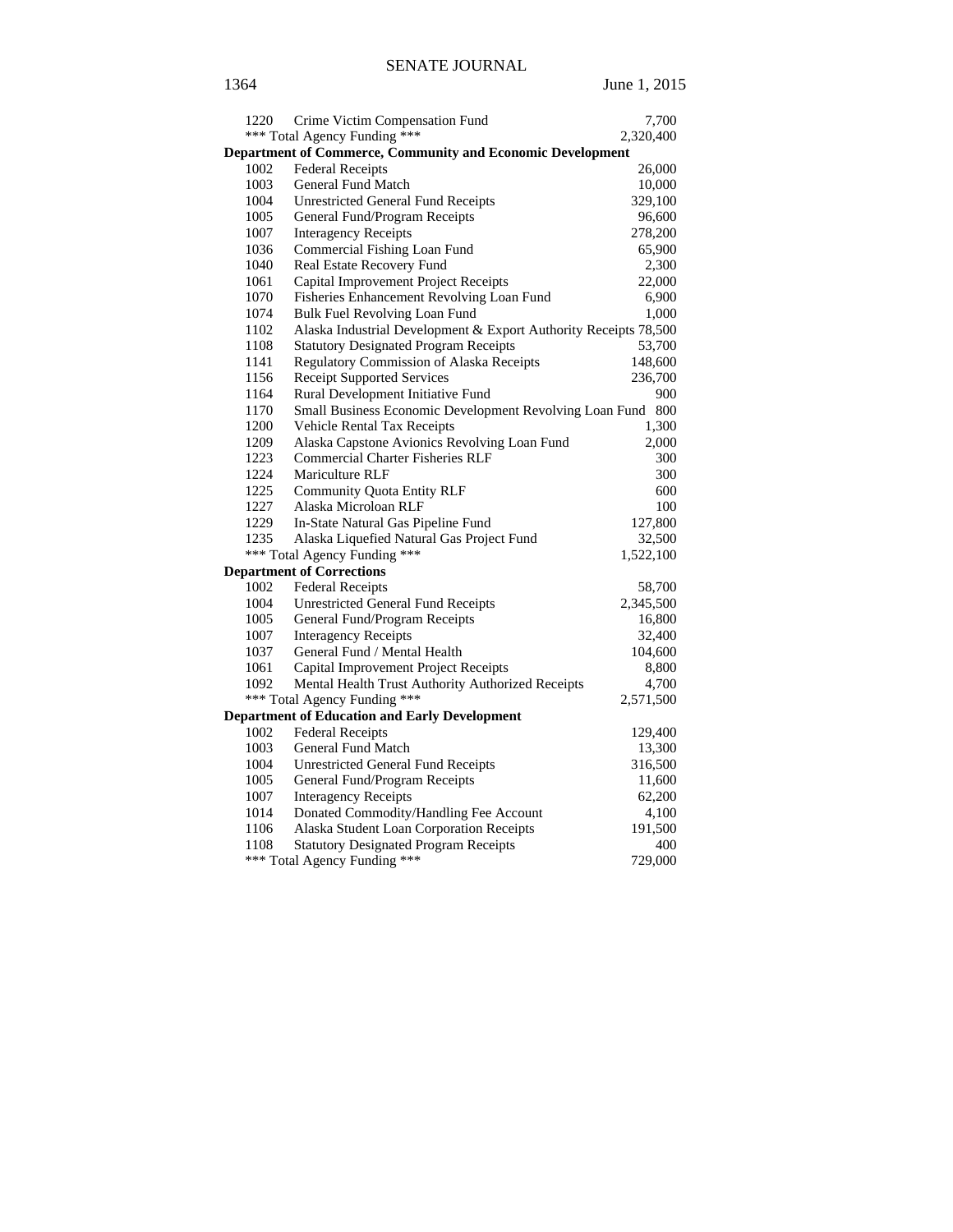| | | |
|---|---|---|
| 1220 | Crime Victim Compensation Fund | 7,700 |
| *** Total Agency Funding *** | | 2,320,400 |
| **Department of Commerce, Community and Economic Development** | | |
| 1002 | Federal Receipts | 26,000 |
| 1003 | General Fund Match | 10,000 |
| 1004 | Unrestricted General Fund Receipts | 329,100 |
| 1005 | General Fund/Program Receipts | 96,600 |
| 1007 | Interagency Receipts | 278,200 |
| 1036 | Commercial Fishing Loan Fund | 65,900 |
| 1040 | Real Estate Recovery Fund | 2,300 |
| 1061 | Capital Improvement Project Receipts | 22,000 |
| 1070 | Fisheries Enhancement Revolving Loan Fund | 6,900 |
| 1074 | Bulk Fuel Revolving Loan Fund | 1,000 |
| 1102 | Alaska Industrial Development & Export Authority Receipts | 78,500 |
| 1108 | Statutory Designated Program Receipts | 53,700 |
| 1141 | Regulatory Commission of Alaska Receipts | 148,600 |
| 1156 | Receipt Supported Services | 236,700 |
| 1164 | Rural Development Initiative Fund | 900 |
| 1170 | Small Business Economic Development Revolving Loan Fund | 800 |
| 1200 | Vehicle Rental Tax Receipts | 1,300 |
| 1209 | Alaska Capstone Avionics Revolving Loan Fund | 2,000 |
| 1223 | Commercial Charter Fisheries RLF | 300 |
| 1224 | Mariculture RLF | 300 |
| 1225 | Community Quota Entity RLF | 600 |
| 1227 | Alaska Microloan RLF | 100 |
| 1229 | In-State Natural Gas Pipeline Fund | 127,800 |
| 1235 | Alaska Liquefied Natural Gas Project Fund | 32,500 |
| *** Total Agency Funding *** | | 1,522,100 |
| **Department of Corrections** | | |
| 1002 | Federal Receipts | 58,700 |
| 1004 | Unrestricted General Fund Receipts | 2,345,500 |
| 1005 | General Fund/Program Receipts | 16,800 |
| 1007 | Interagency Receipts | 32,400 |
| 1037 | General Fund / Mental Health | 104,600 |
| 1061 | Capital Improvement Project Receipts | 8,800 |
| 1092 | Mental Health Trust Authority Authorized Receipts | 4,700 |
| *** Total Agency Funding *** | | 2,571,500 |
| **Department of Education and Early Development** | | |
| 1002 | Federal Receipts | 129,400 |
| 1003 | General Fund Match | 13,300 |
| 1004 | Unrestricted General Fund Receipts | 316,500 |
| 1005 | General Fund/Program Receipts | 11,600 |
| 1007 | Interagency Receipts | 62,200 |
| 1014 | Donated Commodity/Handling Fee Account | 4,100 |
| 1106 | Alaska Student Loan Corporation Receipts | 191,500 |
| 1108 | Statutory Designated Program Receipts | 400 |
| *** Total Agency Funding *** | | 729,000 |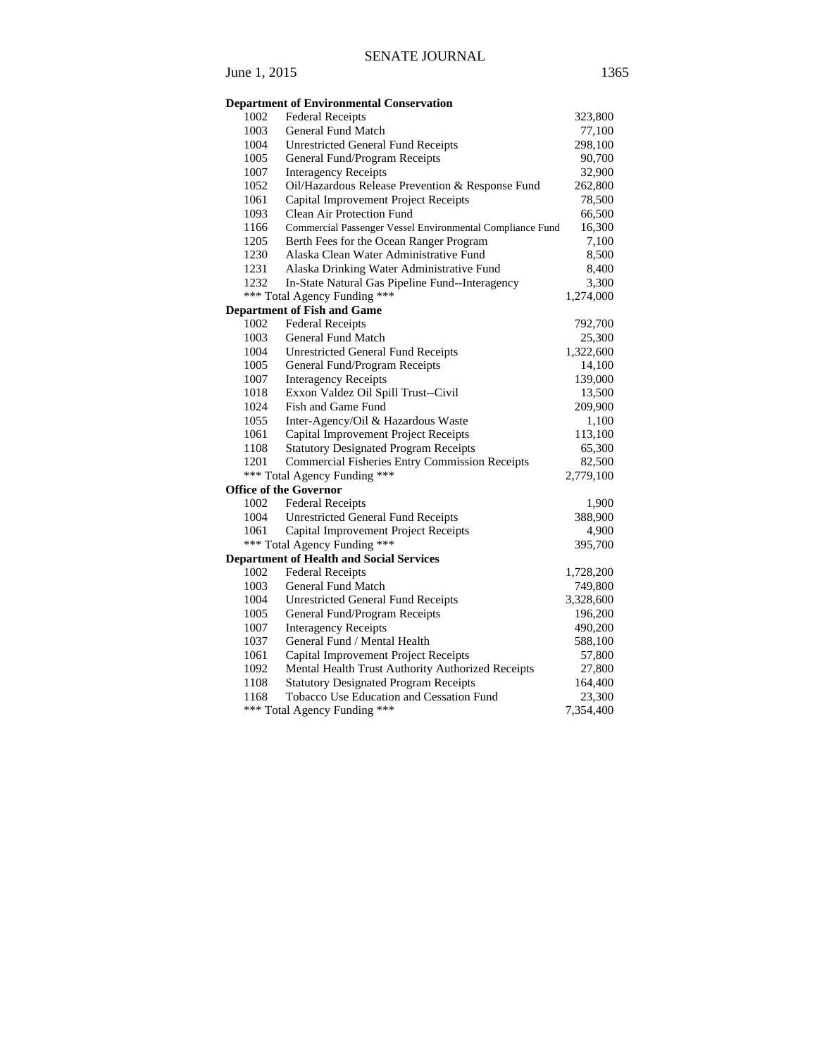| | | |
|---|---|---|
| **Department of Environmental Conservation** | | |
| 1002 | Federal Receipts | 323,800 |
| 1003 | General Fund Match | 77,100 |
| 1004 | Unrestricted General Fund Receipts | 298,100 |
| 1005 | General Fund/Program Receipts | 90,700 |
| 1007 | Interagency Receipts | 32,900 |
| 1052 | Oil/Hazardous Release Prevention & Response Fund | 262,800 |
| 1061 | Capital Improvement Project Receipts | 78,500 |
| 1093 | Clean Air Protection Fund | 66,500 |
| 1166 | Commercial Passenger Vessel Environmental Compliance Fund | 16,300 |
| 1205 | Berth Fees for the Ocean Ranger Program | 7,100 |
| 1230 | Alaska Clean Water Administrative Fund | 8,500 |
| 1231 | Alaska Drinking Water Administrative Fund | 8,400 |
| 1232 | In-State Natural Gas Pipeline Fund--Interagency | 3,300 |
| *** Total Agency Funding *** | | 1,274,000 |
| **Department of Fish and Game** | | |
| 1002 | Federal Receipts | 792,700 |
| 1003 | General Fund Match | 25,300 |
| 1004 | Unrestricted General Fund Receipts | 1,322,600 |
| 1005 | General Fund/Program Receipts | 14,100 |
| 1007 | Interagency Receipts | 139,000 |
| 1018 | Exxon Valdez Oil Spill Trust--Civil | 13,500 |
| 1024 | Fish and Game Fund | 209,900 |
| 1055 | Inter-Agency/Oil & Hazardous Waste | 1,100 |
| 1061 | Capital Improvement Project Receipts | 113,100 |
| 1108 | Statutory Designated Program Receipts | 65,300 |
| 1201 | Commercial Fisheries Entry Commission Receipts | 82,500 |
| *** Total Agency Funding *** | | 2,779,100 |
| **Office of the Governor** | | |
| 1002 | Federal Receipts | 1,900 |
| 1004 | Unrestricted General Fund Receipts | 388,900 |
| 1061 | Capital Improvement Project Receipts | 4,900 |
| *** Total Agency Funding *** | | 395,700 |
| **Department of Health and Social Services** | | |
| 1002 | Federal Receipts | 1,728,200 |
| 1003 | General Fund Match | 749,800 |
| 1004 | Unrestricted General Fund Receipts | 3,328,600 |
| 1005 | General Fund/Program Receipts | 196,200 |
| 1007 | Interagency Receipts | 490,200 |
| 1037 | General Fund / Mental Health | 588,100 |
| 1061 | Capital Improvement Project Receipts | 57,800 |
| 1092 | Mental Health Trust Authority Authorized Receipts | 27,800 |
| 1108 | Statutory Designated Program Receipts | 164,400 |
| 1168 | Tobacco Use Education and Cessation Fund | 23,300 |
| *** Total Agency Funding *** | | 7,354,400 |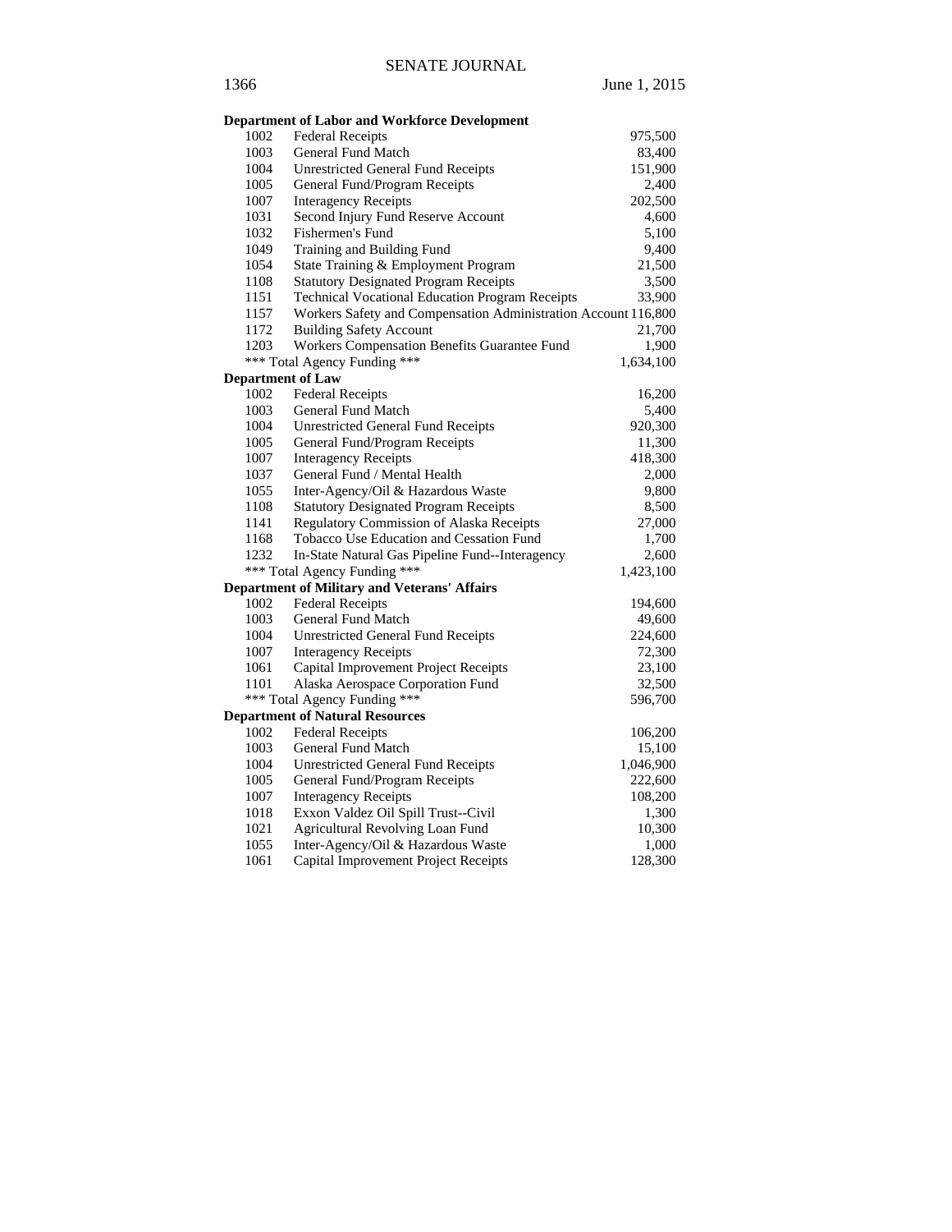**Department of Labor and Workforce Development**

| | | |
|---|---|---|
| 1002 | Federal Receipts | 975,500 |
| 1003 | General Fund Match | 83,400 |
| 1004 | Unrestricted General Fund Receipts | 151,900 |
| 1005 | General Fund/Program Receipts | 2,400 |
| 1007 | Interagency Receipts | 202,500 |
| 1031 | Second Injury Fund Reserve Account | 4,600 |
| 1032 | Fishermen's Fund | 5,100 |
| 1049 | Training and Building Fund | 9,400 |
| 1054 | State Training & Employment Program | 21,500 |
| 1108 | Statutory Designated Program Receipts | 3,500 |
| 1151 | Technical Vocational Education Program Receipts | 33,900 |
| 1157 | Workers Safety and Compensation Administration Account | 116,800 |
| 1172 | Building Safety Account | 21,700 |
| 1203 | Workers Compensation Benefits Guarantee Fund | 1,900 |
| | *** Total Agency Funding *** | 1,634,100 |

**Department of Law**

| | | |
|---|---|---|
| 1002 | Federal Receipts | 16,200 |
| 1003 | General Fund Match | 5,400 |
| 1004 | Unrestricted General Fund Receipts | 920,300 |
| 1005 | General Fund/Program Receipts | 11,300 |
| 1007 | Interagency Receipts | 418,300 |
| 1037 | General Fund / Mental Health | 2,000 |
| 1055 | Inter-Agency/Oil & Hazardous Waste | 9,800 |
| 1108 | Statutory Designated Program Receipts | 8,500 |
| 1141 | Regulatory Commission of Alaska Receipts | 27,000 |
| 1168 | Tobacco Use Education and Cessation Fund | 1,700 |
| 1232 | In-State Natural Gas Pipeline Fund--Interagency | 2,600 |
| | *** Total Agency Funding *** | 1,423,100 |

**Department of Military and Veterans' Affairs**

| | | |
|---|---|---|
| 1002 | Federal Receipts | 194,600 |
| 1003 | General Fund Match | 49,600 |
| 1004 | Unrestricted General Fund Receipts | 224,600 |
| 1007 | Interagency Receipts | 72,300 |
| 1061 | Capital Improvement Project Receipts | 23,100 |
| 1101 | Alaska Aerospace Corporation Fund | 32,500 |
| | *** Total Agency Funding *** | 596,700 |

**Department of Natural Resources**

| | | |
|---|---|---|
| 1002 | Federal Receipts | 106,200 |
| 1003 | General Fund Match | 15,100 |
| 1004 | Unrestricted General Fund Receipts | 1,046,900 |
| 1005 | General Fund/Program Receipts | 222,600 |
| 1007 | Interagency Receipts | 108,200 |
| 1018 | Exxon Valdez Oil Spill Trust--Civil | 1,300 |
| 1021 | Agricultural Revolving Loan Fund | 10,300 |
| 1055 | Inter-Agency/Oil & Hazardous Waste | 1,000 |
| 1061 | Capital Improvement Project Receipts | 128,300 |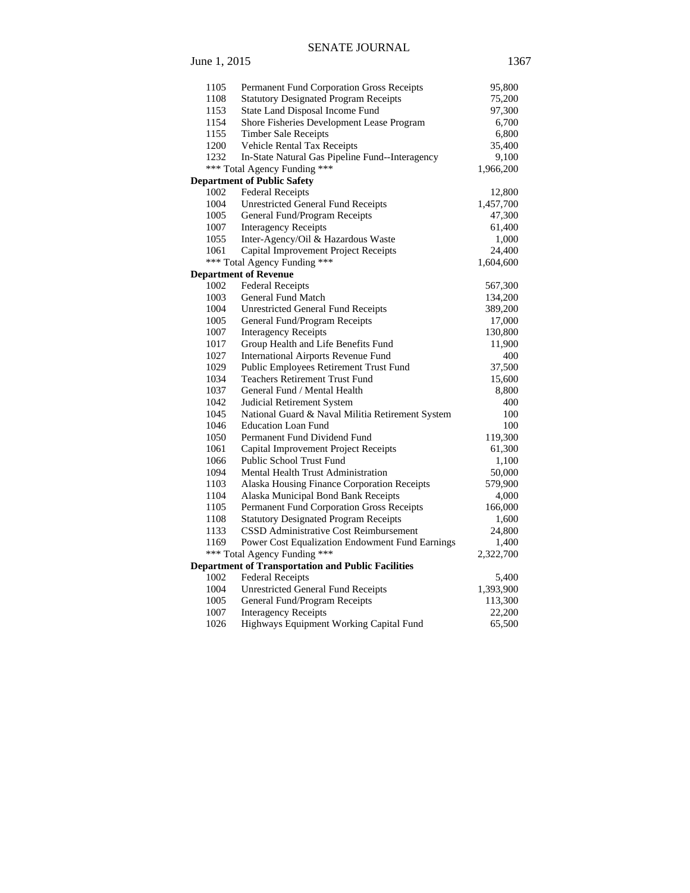| | | |
|---|---|---|
| 1105 | Permanent Fund Corporation Gross Receipts | 95,800 |
| 1108 | Statutory Designated Program Receipts | 75,200 |
| 1153 | State Land Disposal Income Fund | 97,300 |
| 1154 | Shore Fisheries Development Lease Program | 6,700 |
| 1155 | Timber Sale Receipts | 6,800 |
| 1200 | Vehicle Rental Tax Receipts | 35,400 |
| 1232 | In-State Natural Gas Pipeline Fund--Interagency | 9,100 |
| | *** Total Agency Funding *** | 1,966,200 |
| **Department of Public Safety** | | |
| 1002 | Federal Receipts | 12,800 |
| 1004 | Unrestricted General Fund Receipts | 1,457,700 |
| 1005 | General Fund/Program Receipts | 47,300 |
| 1007 | Interagency Receipts | 61,400 |
| 1055 | Inter-Agency/Oil & Hazardous Waste | 1,000 |
| 1061 | Capital Improvement Project Receipts | 24,400 |
| | *** Total Agency Funding *** | 1,604,600 |
| **Department of Revenue** | | |
| 1002 | Federal Receipts | 567,300 |
| 1003 | General Fund Match | 134,200 |
| 1004 | Unrestricted General Fund Receipts | 389,200 |
| 1005 | General Fund/Program Receipts | 17,000 |
| 1007 | Interagency Receipts | 130,800 |
| 1017 | Group Health and Life Benefits Fund | 11,900 |
| 1027 | International Airports Revenue Fund | 400 |
| 1029 | Public Employees Retirement Trust Fund | 37,500 |
| 1034 | Teachers Retirement Trust Fund | 15,600 |
| 1037 | General Fund / Mental Health | 8,800 |
| 1042 | Judicial Retirement System | 400 |
| 1045 | National Guard & Naval Militia Retirement System | 100 |
| 1046 | Education Loan Fund | 100 |
| 1050 | Permanent Fund Dividend Fund | 119,300 |
| 1061 | Capital Improvement Project Receipts | 61,300 |
| 1066 | Public School Trust Fund | 1,100 |
| 1094 | Mental Health Trust Administration | 50,000 |
| 1103 | Alaska Housing Finance Corporation Receipts | 579,900 |
| 1104 | Alaska Municipal Bond Bank Receipts | 4,000 |
| 1105 | Permanent Fund Corporation Gross Receipts | 166,000 |
| 1108 | Statutory Designated Program Receipts | 1,600 |
| 1133 | CSSD Administrative Cost Reimbursement | 24,800 |
| 1169 | Power Cost Equalization Endowment Fund Earnings | 1,400 |
| | *** Total Agency Funding *** | 2,322,700 |
| **Department of Transportation and Public Facilities** | | |
| 1002 | Federal Receipts | 5,400 |
| 1004 | Unrestricted General Fund Receipts | 1,393,900 |
| 1005 | General Fund/Program Receipts | 113,300 |
| 1007 | Interagency Receipts | 22,200 |
| 1026 | Highways Equipment Working Capital Fund | 65,500 |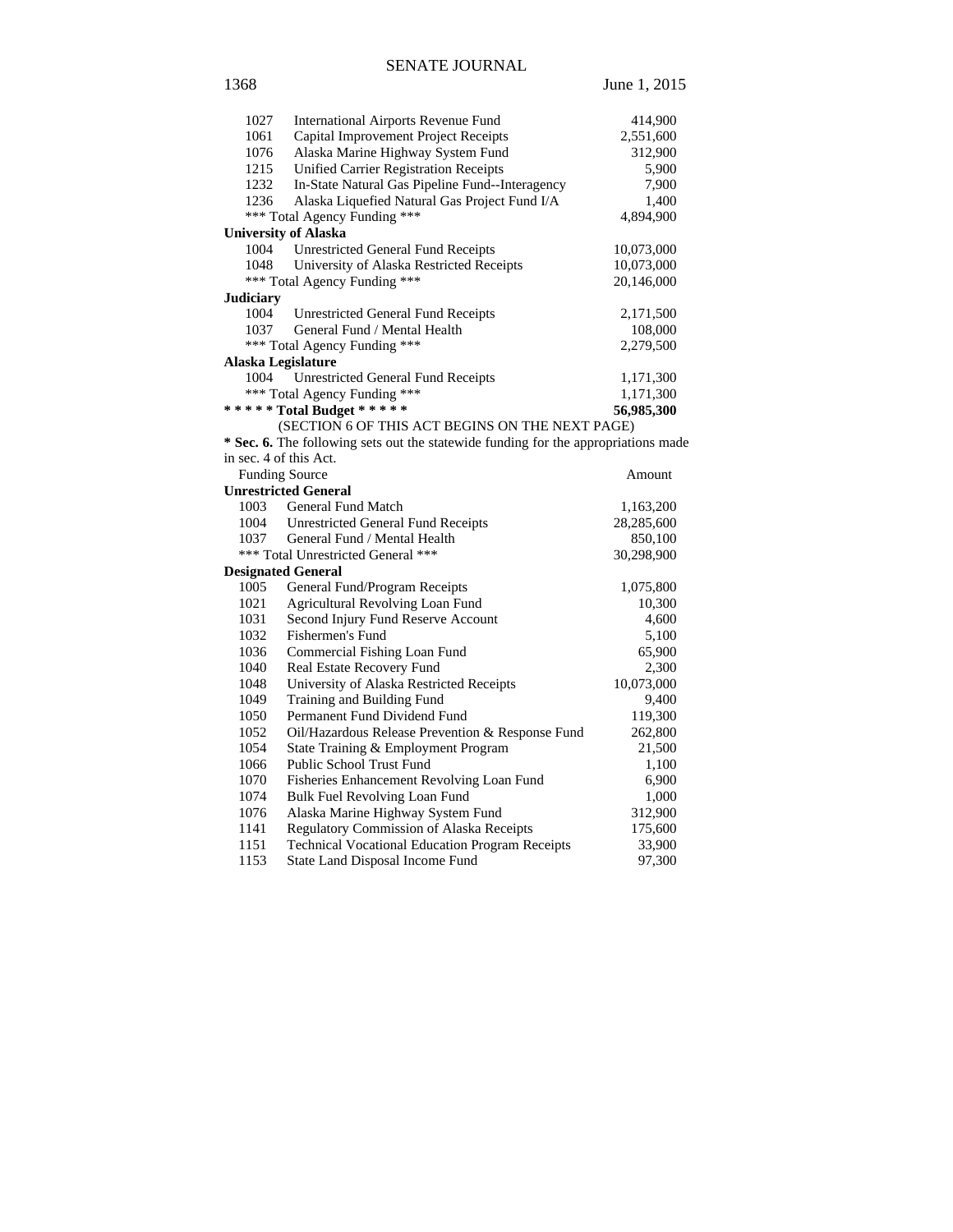| | | |
|---|---|---|
| 1027 | International Airports Revenue Fund | 414,900 |
| 1061 | Capital Improvement Project Receipts | 2,551,600 |
| 1076 | Alaska Marine Highway System Fund | 312,900 |
| 1215 | Unified Carrier Registration Receipts | 5,900 |
| 1232 | In-State Natural Gas Pipeline Fund--Interagency | 7,900 |
| 1236 | Alaska Liquefied Natural Gas Project Fund I/A | 1,400 |
| | *** Total Agency Funding *** | 4,894,900 |
| **University of Alaska** | | |
| 1004 | Unrestricted General Fund Receipts | 10,073,000 |
| 1048 | University of Alaska Restricted Receipts | 10,073,000 |
| | *** Total Agency Funding *** | 20,146,000 |
| **Judiciary** | | |
| 1004 | Unrestricted General Fund Receipts | 2,171,500 |
| 1037 | General Fund / Mental Health | 108,000 |
| | *** Total Agency Funding *** | 2,279,500 |
| **Alaska Legislature** | | |
| 1004 | Unrestricted General Fund Receipts | 1,171,300 |
| | *** Total Agency Funding *** | 1,171,300 |
| **\* \* \* \* \* Total Budget \* \* \* \* \*** | | **56,985,300** |

(SECTION 6 OF THIS ACT BEGINS ON THE NEXT PAGE)

**\* Sec. 6.** The following sets out the statewide funding for the appropriations made in sec. 4 of this Act.

| Funding Source | | Amount |
|---|---|---|
| **Unrestricted General** | | |
| 1003 | General Fund Match | 1,163,200 |
| 1004 | Unrestricted General Fund Receipts | 28,285,600 |
| 1037 | General Fund / Mental Health | 850,100 |
| | *** Total Unrestricted General *** | 30,298,900 |
| **Designated General** | | |
| 1005 | General Fund/Program Receipts | 1,075,800 |
| 1021 | Agricultural Revolving Loan Fund | 10,300 |
| 1031 | Second Injury Fund Reserve Account | 4,600 |
| 1032 | Fishermen's Fund | 5,100 |
| 1036 | Commercial Fishing Loan Fund | 65,900 |
| 1040 | Real Estate Recovery Fund | 2,300 |
| 1048 | University of Alaska Restricted Receipts | 10,073,000 |
| 1049 | Training and Building Fund | 9,400 |
| 1050 | Permanent Fund Dividend Fund | 119,300 |
| 1052 | Oil/Hazardous Release Prevention & Response Fund | 262,800 |
| 1054 | State Training & Employment Program | 21,500 |
| 1066 | Public School Trust Fund | 1,100 |
| 1070 | Fisheries Enhancement Revolving Loan Fund | 6,900 |
| 1074 | Bulk Fuel Revolving Loan Fund | 1,000 |
| 1076 | Alaska Marine Highway System Fund | 312,900 |
| 1141 | Regulatory Commission of Alaska Receipts | 175,600 |
| 1151 | Technical Vocational Education Program Receipts | 33,900 |
| 1153 | State Land Disposal Income Fund | 97,300 |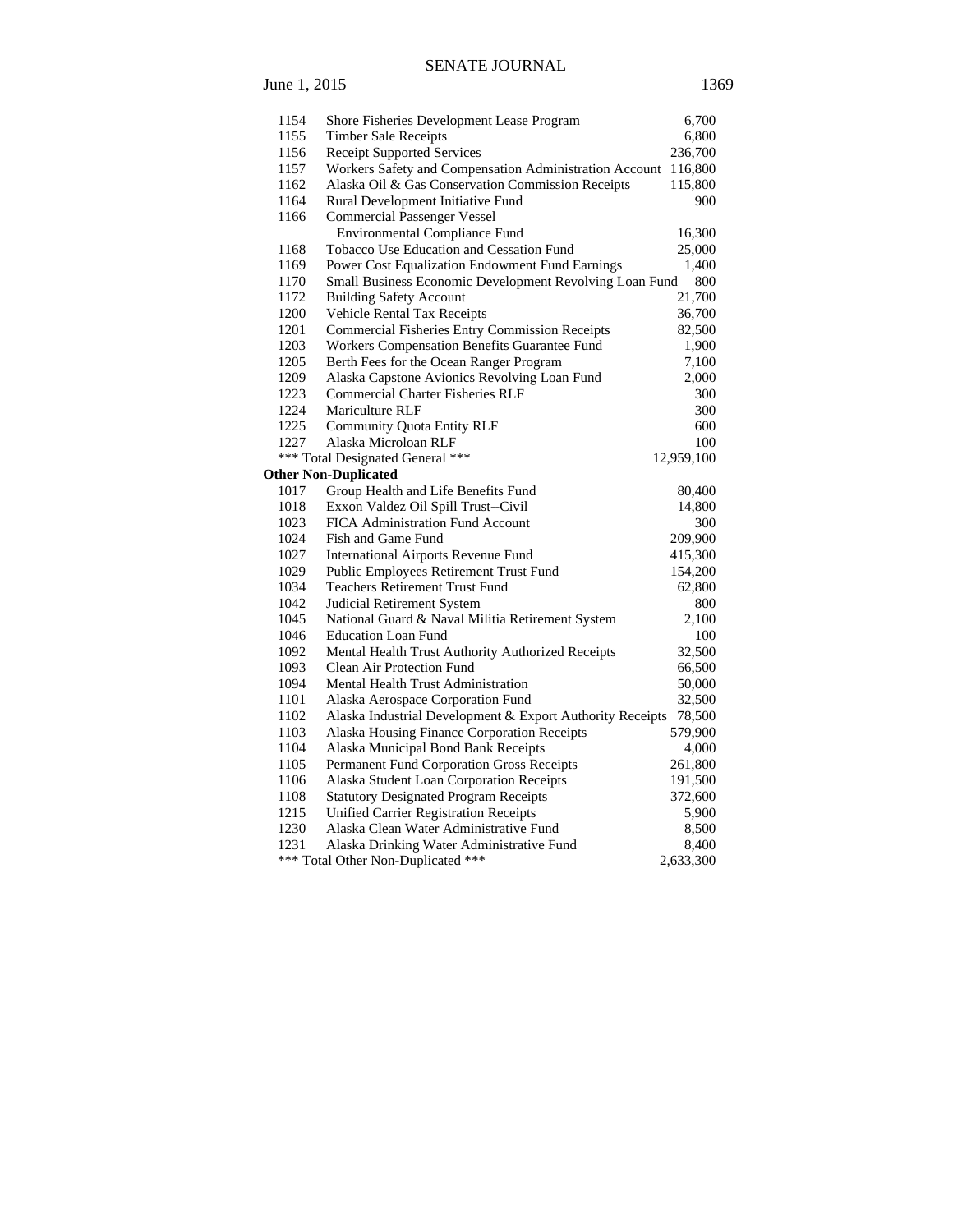| | | |
|---|---|---|
| 1154 | Shore Fisheries Development Lease Program | 6,700 |
| 1155 | Timber Sale Receipts | 6,800 |
| 1156 | Receipt Supported Services | 236,700 |
| 1157 | Workers Safety and Compensation Administration Account | 116,800 |
| 1162 | Alaska Oil & Gas Conservation Commission Receipts | 115,800 |
| 1164 | Rural Development Initiative Fund | 900 |
| 1166 | Commercial Passenger Vessel Environmental Compliance Fund | 16,300 |
| 1168 | Tobacco Use Education and Cessation Fund | 25,000 |
| 1169 | Power Cost Equalization Endowment Fund Earnings | 1,400 |
| 1170 | Small Business Economic Development Revolving Loan Fund | 800 |
| 1172 | Building Safety Account | 21,700 |
| 1200 | Vehicle Rental Tax Receipts | 36,700 |
| 1201 | Commercial Fisheries Entry Commission Receipts | 82,500 |
| 1203 | Workers Compensation Benefits Guarantee Fund | 1,900 |
| 1205 | Berth Fees for the Ocean Ranger Program | 7,100 |
| 1209 | Alaska Capstone Avionics Revolving Loan Fund | 2,000 |
| 1223 | Commercial Charter Fisheries RLF | 300 |
| 1224 | Mariculture RLF | 300 |
| 1225 | Community Quota Entity RLF | 600 |
| 1227 | Alaska Microloan RLF | 100 |
| | *** Total Designated General *** | 12,959,100 |
| **Other Non-Duplicated** | | |
| 1017 | Group Health and Life Benefits Fund | 80,400 |
| 1018 | Exxon Valdez Oil Spill Trust--Civil | 14,800 |
| 1023 | FICA Administration Fund Account | 300 |
| 1024 | Fish and Game Fund | 209,900 |
| 1027 | International Airports Revenue Fund | 415,300 |
| 1029 | Public Employees Retirement Trust Fund | 154,200 |
| 1034 | Teachers Retirement Trust Fund | 62,800 |
| 1042 | Judicial Retirement System | 800 |
| 1045 | National Guard & Naval Militia Retirement System | 2,100 |
| 1046 | Education Loan Fund | 100 |
| 1092 | Mental Health Trust Authority Authorized Receipts | 32,500 |
| 1093 | Clean Air Protection Fund | 66,500 |
| 1094 | Mental Health Trust Administration | 50,000 |
| 1101 | Alaska Aerospace Corporation Fund | 32,500 |
| 1102 | Alaska Industrial Development & Export Authority Receipts | 78,500 |
| 1103 | Alaska Housing Finance Corporation Receipts | 579,900 |
| 1104 | Alaska Municipal Bond Bank Receipts | 4,000 |
| 1105 | Permanent Fund Corporation Gross Receipts | 261,800 |
| 1106 | Alaska Student Loan Corporation Receipts | 191,500 |
| 1108 | Statutory Designated Program Receipts | 372,600 |
| 1215 | Unified Carrier Registration Receipts | 5,900 |
| 1230 | Alaska Clean Water Administrative Fund | 8,500 |
| 1231 | Alaska Drinking Water Administrative Fund | 8,400 |
| | *** Total Other Non-Duplicated *** | 2,633,300 |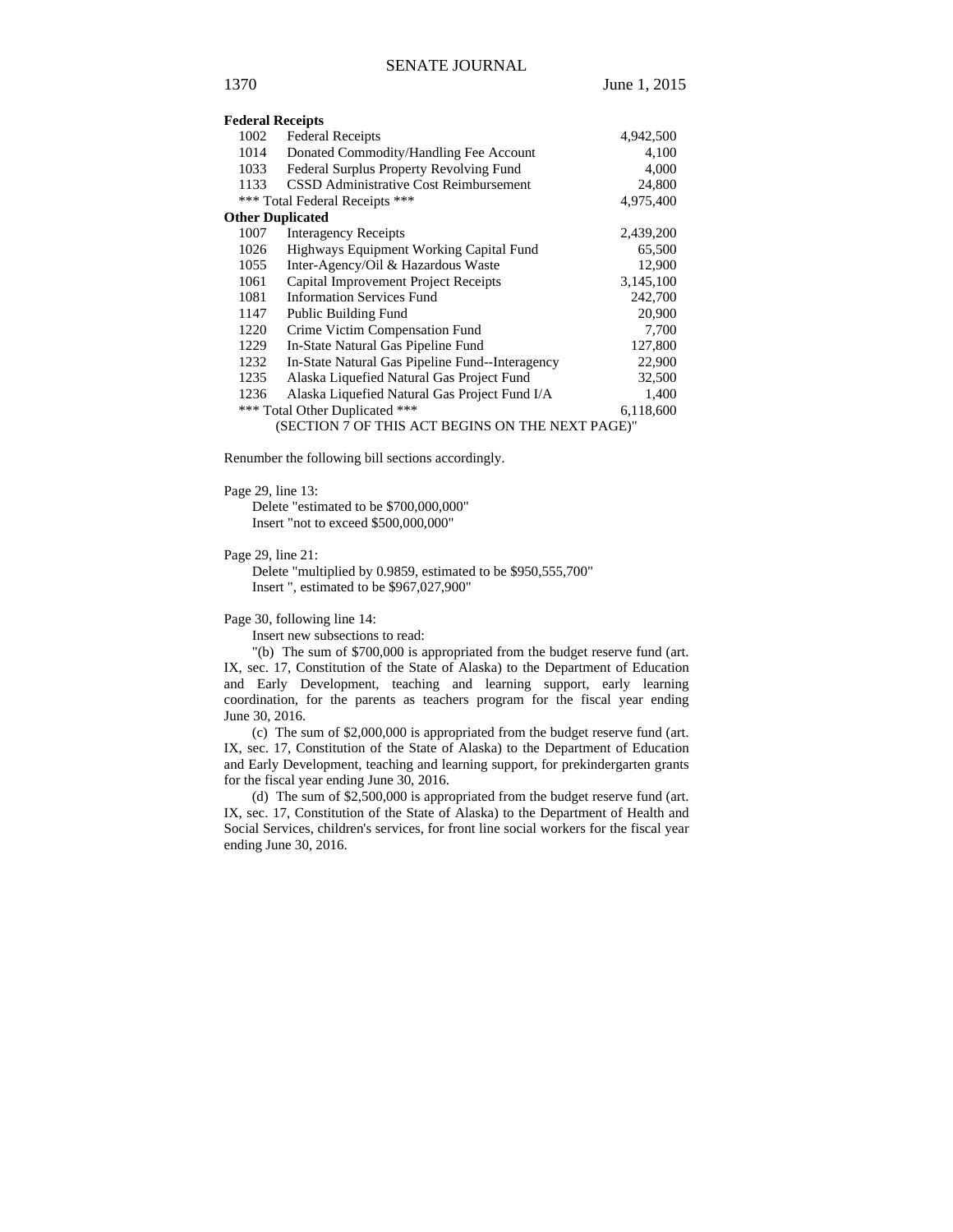| | | |
|---|---|---|
| **Federal Receipts** | | |
| 1002 | Federal Receipts | 4,942,500 |
| 1014 | Donated Commodity/Handling Fee Account | 4,100 |
| 1033 | Federal Surplus Property Revolving Fund | 4,000 |
| 1133 | CSSD Administrative Cost Reimbursement | 24,800 |
| *** Total Federal Receipts *** | | 4,975,400 |
| **Other Duplicated** | | |
| 1007 | Interagency Receipts | 2,439,200 |
| 1026 | Highways Equipment Working Capital Fund | 65,500 |
| 1055 | Inter-Agency/Oil & Hazardous Waste | 12,900 |
| 1061 | Capital Improvement Project Receipts | 3,145,100 |
| 1081 | Information Services Fund | 242,700 |
| 1147 | Public Building Fund | 20,900 |
| 1220 | Crime Victim Compensation Fund | 7,700 |
| 1229 | In-State Natural Gas Pipeline Fund | 127,800 |
| 1232 | In-State Natural Gas Pipeline Fund--Interagency | 22,900 |
| 1235 | Alaska Liquefied Natural Gas Project Fund | 32,500 |
| 1236 | Alaska Liquefied Natural Gas Project Fund I/A | 1,400 |
| *** Total Other Duplicated *** | | 6,118,600 |

(SECTION 7 OF THIS ACT BEGINS ON THE NEXT PAGE)"

Renumber the following bill sections accordingly.

Page 29, line 13:
Delete "estimated to be $700,000,000"
Insert "not to exceed $500,000,000"

Page 29, line 21:
Delete "multiplied by 0.9859, estimated to be $950,555,700"
Insert ", estimated to be $967,027,900"

Page 30, following line 14:
Insert new subsections to read:

"(b) The sum of $700,000 is appropriated from the budget reserve fund (art. IX, sec. 17, Constitution of the State of Alaska) to the Department of Education and Early Development, teaching and learning support, early learning coordination, for the parents as teachers program for the fiscal year ending June 30, 2016.

(c) The sum of $2,000,000 is appropriated from the budget reserve fund (art. IX, sec. 17, Constitution of the State of Alaska) to the Department of Education and Early Development, teaching and learning support, for prekindergarten grants for the fiscal year ending June 30, 2016.

(d) The sum of $2,500,000 is appropriated from the budget reserve fund (art. IX, sec. 17, Constitution of the State of Alaska) to the Department of Health and Social Services, children's services, for front line social workers for the fiscal year ending June 30, 2016.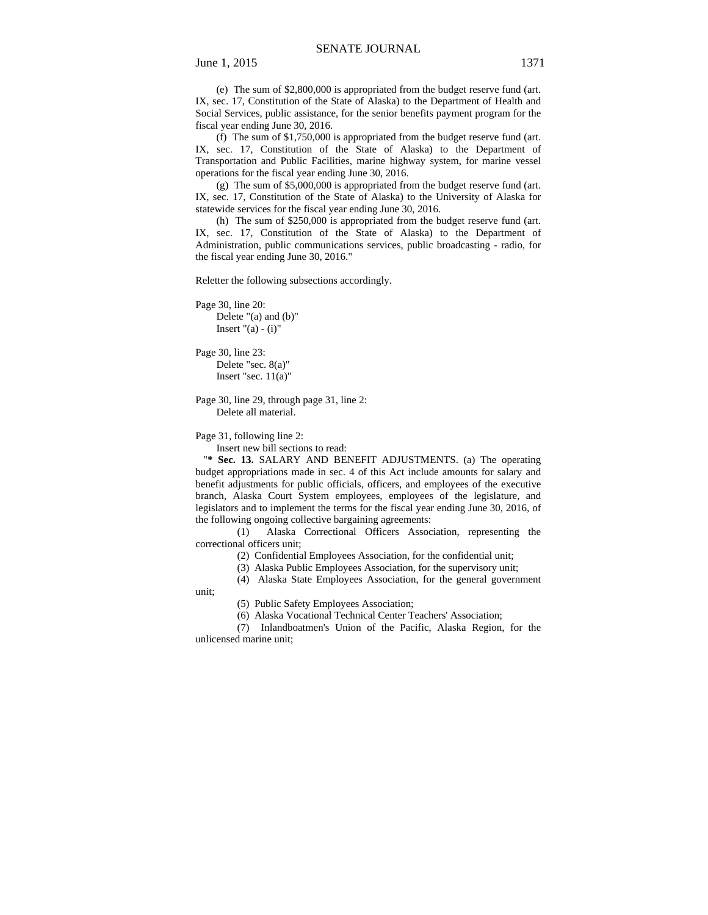(e) The sum of $2,800,000 is appropriated from the budget reserve fund (art. IX, sec. 17, Constitution of the State of Alaska) to the Department of Health and Social Services, public assistance, for the senior benefits payment program for the fiscal year ending June 30, 2016.

(f) The sum of $1,750,000 is appropriated from the budget reserve fund (art. IX, sec. 17, Constitution of the State of Alaska) to the Department of Transportation and Public Facilities, marine highway system, for marine vessel operations for the fiscal year ending June 30, 2016.

(g) The sum of $5,000,000 is appropriated from the budget reserve fund (art. IX, sec. 17, Constitution of the State of Alaska) to the University of Alaska for statewide services for the fiscal year ending June 30, 2016.

(h) The sum of $250,000 is appropriated from the budget reserve fund (art. IX, sec. 17, Constitution of the State of Alaska) to the Department of Administration, public communications services, public broadcasting - radio, for the fiscal year ending June 30, 2016."

Reletter the following subsections accordingly.

Page 30, line 20:
Delete "(a) and (b)"
Insert "(a) - (i)"

Page 30, line 23:
Delete "sec. 8(a)"
Insert "sec. 11(a)"

Page 30, line 29, through page 31, line 2:
Delete all material.

Page 31, following line 2:
Insert new bill sections to read:
"**\* Sec. 13.** SALARY AND BENEFIT ADJUSTMENTS. (a) The operating budget appropriations made in sec. 4 of this Act include amounts for salary and benefit adjustments for public officials, officers, and employees of the executive branch, Alaska Court System employees, employees of the legislature, and legislators and to implement the terms for the fiscal year ending June 30, 2016, of the following ongoing collective bargaining agreements:

(1) Alaska Correctional Officers Association, representing the correctional officers unit;

(2) Confidential Employees Association, for the confidential unit;

(3) Alaska Public Employees Association, for the supervisory unit;

(4) Alaska State Employees Association, for the general government unit;

(5) Public Safety Employees Association;

(6) Alaska Vocational Technical Center Teachers' Association;

(7) Inlandboatmen's Union of the Pacific, Alaska Region, for the unlicensed marine unit;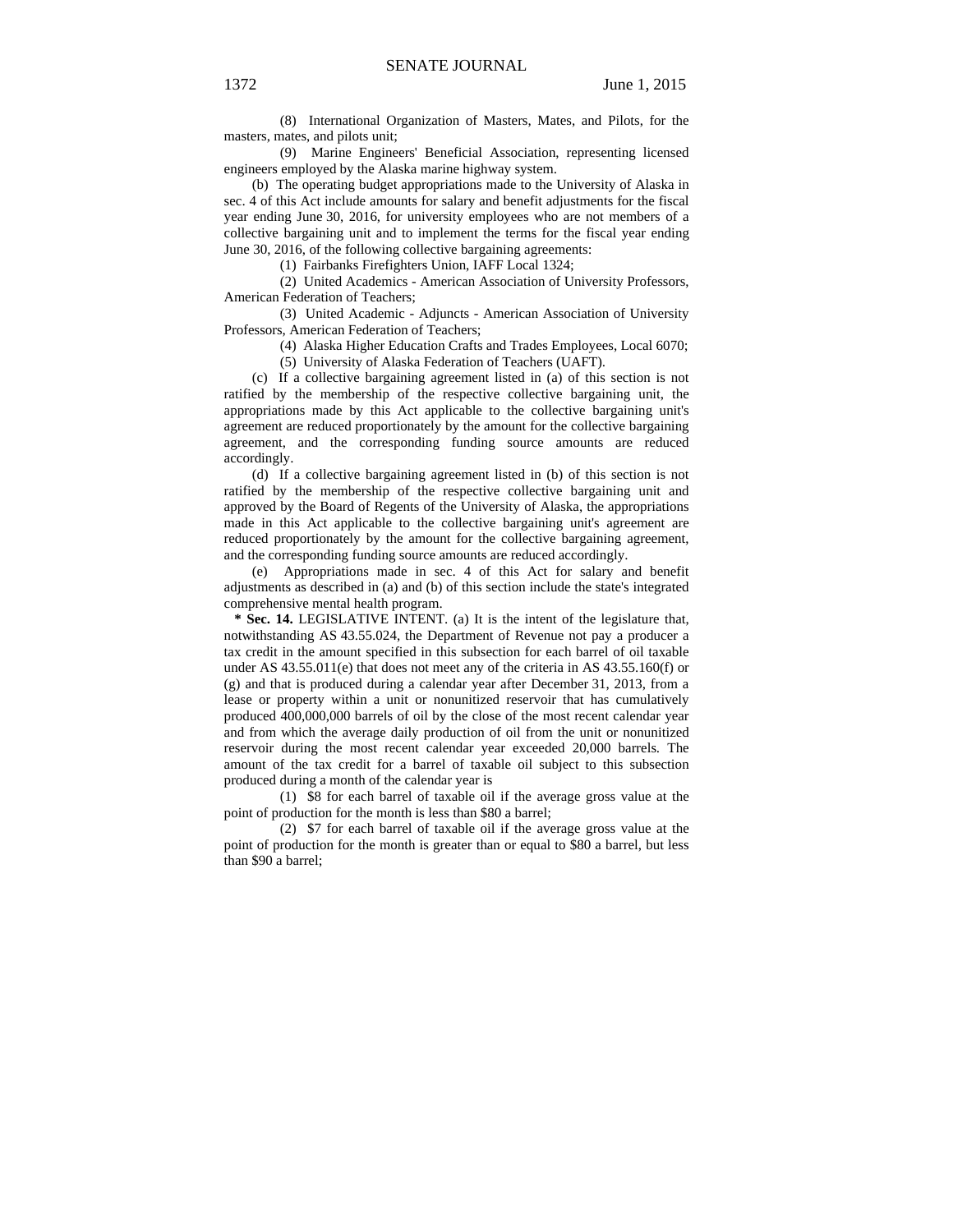(8) International Organization of Masters, Mates, and Pilots, for the masters, mates, and pilots unit;

(9) Marine Engineers' Beneficial Association, representing licensed engineers employed by the Alaska marine highway system.

(b) The operating budget appropriations made to the University of Alaska in sec. 4 of this Act include amounts for salary and benefit adjustments for the fiscal year ending June 30, 2016, for university employees who are not members of a collective bargaining unit and to implement the terms for the fiscal year ending June 30, 2016, of the following collective bargaining agreements:

(1) Fairbanks Firefighters Union, IAFF Local 1324;

(2) United Academics - American Association of University Professors, American Federation of Teachers;

(3) United Academic - Adjuncts - American Association of University Professors, American Federation of Teachers;

(4) Alaska Higher Education Crafts and Trades Employees, Local 6070;

(5) University of Alaska Federation of Teachers (UAFT).

(c) If a collective bargaining agreement listed in (a) of this section is not ratified by the membership of the respective collective bargaining unit, the appropriations made by this Act applicable to the collective bargaining unit's agreement are reduced proportionately by the amount for the collective bargaining agreement, and the corresponding funding source amounts are reduced accordingly.

(d) If a collective bargaining agreement listed in (b) of this section is not ratified by the membership of the respective collective bargaining unit and approved by the Board of Regents of the University of Alaska, the appropriations made in this Act applicable to the collective bargaining unit's agreement are reduced proportionately by the amount for the collective bargaining agreement, and the corresponding funding source amounts are reduced accordingly.

(e) Appropriations made in sec. 4 of this Act for salary and benefit adjustments as described in (a) and (b) of this section include the state's integrated comprehensive mental health program.

**\* Sec. 14.** LEGISLATIVE INTENT. (a) It is the intent of the legislature that, notwithstanding AS 43.55.024, the Department of Revenue not pay a producer a tax credit in the amount specified in this subsection for each barrel of oil taxable under AS 43.55.011(e) that does not meet any of the criteria in AS 43.55.160(f) or (g) and that is produced during a calendar year after December 31, 2013, from a lease or property within a unit or nonunitized reservoir that has cumulatively produced 400,000,000 barrels of oil by the close of the most recent calendar year and from which the average daily production of oil from the unit or nonunitized reservoir during the most recent calendar year exceeded 20,000 barrels. The amount of the tax credit for a barrel of taxable oil subject to this subsection produced during a month of the calendar year is

(1) $8 for each barrel of taxable oil if the average gross value at the point of production for the month is less than $80 a barrel;

(2) $7 for each barrel of taxable oil if the average gross value at the point of production for the month is greater than or equal to $80 a barrel, but less than $90 a barrel;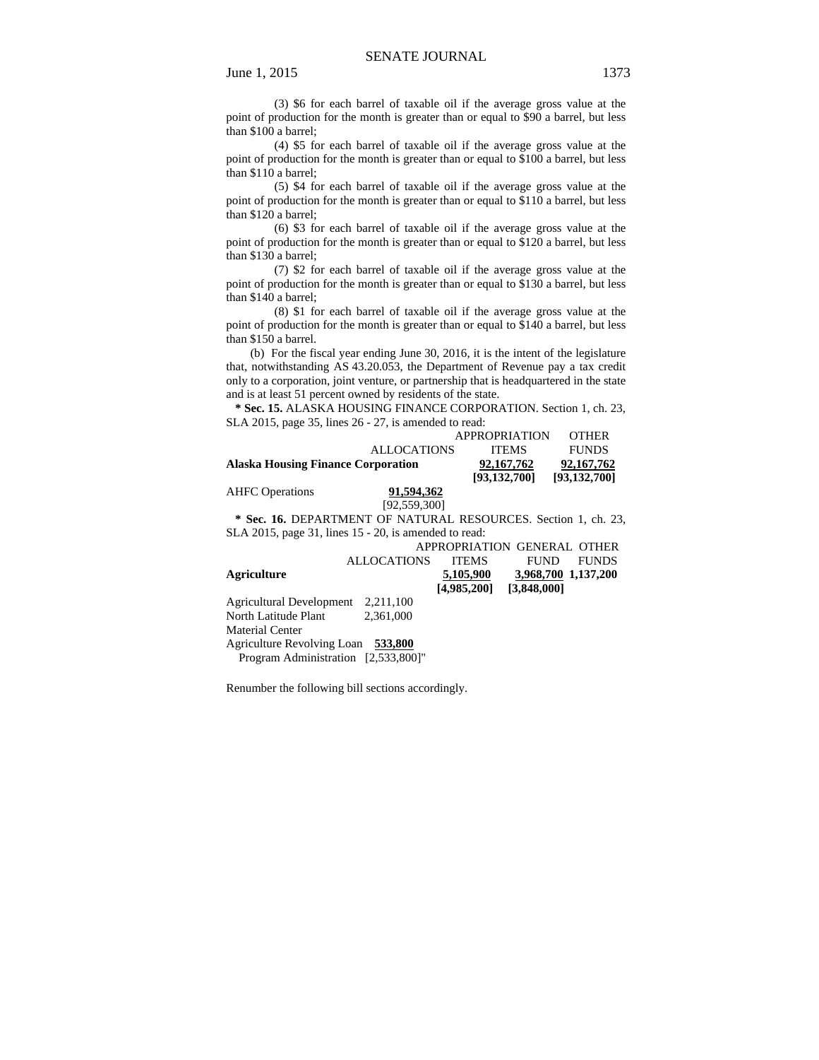(3) $6 for each barrel of taxable oil if the average gross value at the point of production for the month is greater than or equal to $90 a barrel, but less than $100 a barrel;

(4) $5 for each barrel of taxable oil if the average gross value at the point of production for the month is greater than or equal to $100 a barrel, but less than $110 a barrel;

(5) $4 for each barrel of taxable oil if the average gross value at the point of production for the month is greater than or equal to $110 a barrel, but less than $120 a barrel;

(6) $3 for each barrel of taxable oil if the average gross value at the point of production for the month is greater than or equal to $120 a barrel, but less than $130 a barrel;

(7) $2 for each barrel of taxable oil if the average gross value at the point of production for the month is greater than or equal to $130 a barrel, but less than $140 a barrel;

(8) $1 for each barrel of taxable oil if the average gross value at the point of production for the month is greater than or equal to $140 a barrel, but less than $150 a barrel.

(b) For the fiscal year ending June 30, 2016, it is the intent of the legislature that, notwithstanding AS 43.20.053, the Department of Revenue pay a tax credit only to a corporation, joint venture, or partnership that is headquartered in the state and is at least 51 percent owned by residents of the state.

**\* Sec. 15.** ALASKA HOUSING FINANCE CORPORATION. Section 1, ch. 23, SLA 2015, page 35, lines 26 - 27, is amended to read:

| | ALLOCATIONS | APPROPRIATION ITEMS | OTHER FUNDS |
|---|---|---|---|
| **Alaska Housing Finance Corporation** | | **92,167,762** [93,132,700] | **92,167,762** [93,132,700] |
| AHFC Operations | **91,594,362** [92,559,300] | | |

**\* Sec. 16.** DEPARTMENT OF NATURAL RESOURCES. Section 1, ch. 23, SLA 2015, page 31, lines 15 - 20, is amended to read:

| | ALLOCATIONS | APPROPRIATION ITEMS | GENERAL FUND | OTHER FUNDS |
|---|---|---|---|---|
| **Agriculture** | | **5,105,900** [4,985,200] | **3,968,700** [3,848,000] | 1,137,200 |
| Agricultural Development | 2,211,100 | | | |
| North Latitude Plant Material Center | 2,361,000 | | | |
| Agriculture Revolving Loan Program Administration | **533,800** [2,533,800]" | | | |

Renumber the following bill sections accordingly.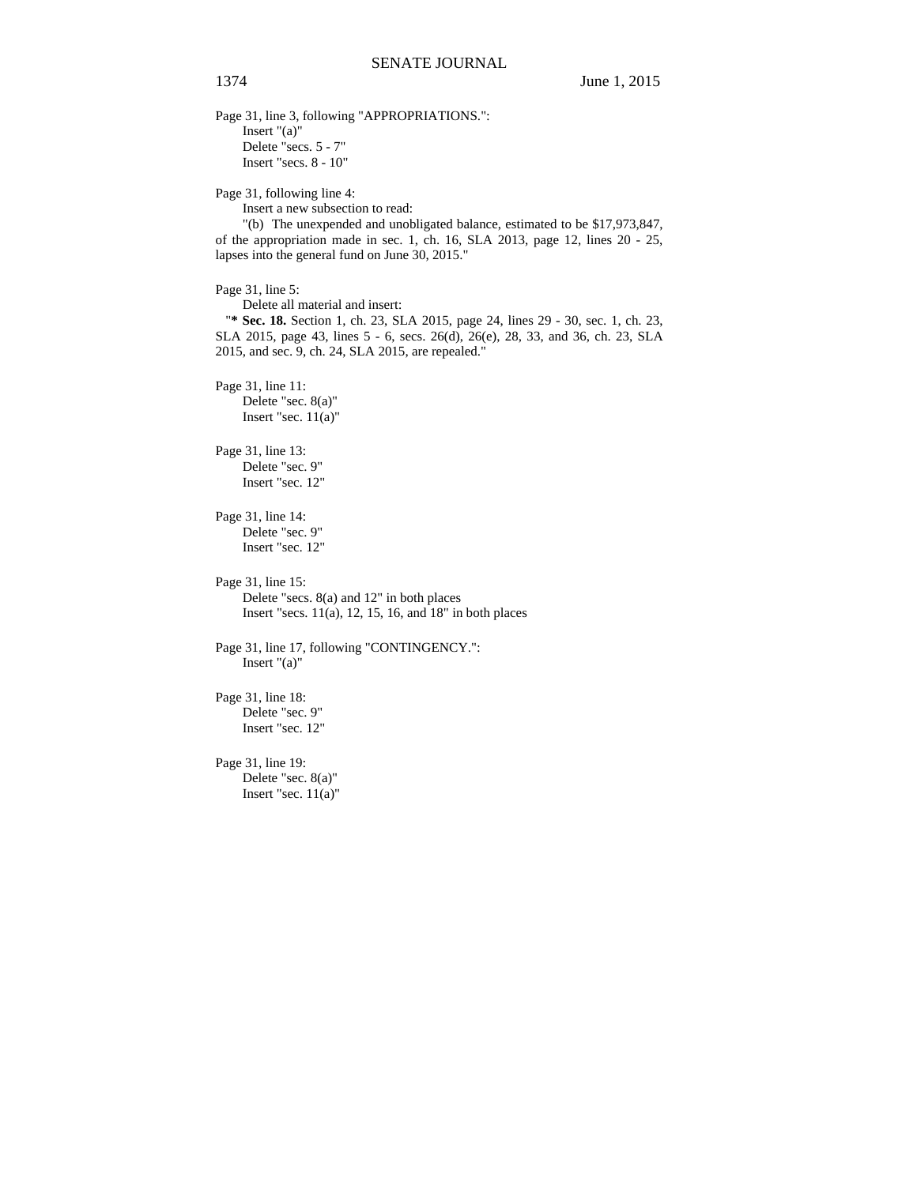Page 31, line 3, following "APPROPRIATIONS.":

Insert "(a)"

Delete "secs. 5 - 7"

Insert "secs. 8 - 10"

Page 31, following line 4:

Insert a new subsection to read:

"(b) The unexpended and unobligated balance, estimated to be $17,973,847, of the appropriation made in sec. 1, ch. 16, SLA 2013, page 12, lines 20 - 25, lapses into the general fund on June 30, 2015."

Page 31, line 5:

Delete all material and insert:

"**\* Sec. 18.** Section 1, ch. 23, SLA 2015, page 24, lines 29 - 30, sec. 1, ch. 23, SLA 2015, page 43, lines 5 - 6, secs. 26(d), 26(e), 28, 33, and 36, ch. 23, SLA 2015, and sec. 9, ch. 24, SLA 2015, are repealed."

Page 31, line 11:

Delete "sec. 8(a)"

Insert "sec. 11(a)"

Page 31, line 13:

Delete "sec. 9"

Insert "sec. 12"

Page 31, line 14:

Delete "sec. 9"

Insert "sec. 12"

Page 31, line 15:

Delete "secs. 8(a) and 12" in both places

Insert "secs. 11(a), 12, 15, 16, and 18" in both places

Page 31, line 17, following "CONTINGENCY.":

Insert "(a)"

Page 31, line 18:

Delete "sec. 9"

Insert "sec. 12"

Page 31, line 19:

Delete "sec. 8(a)"

Insert "sec. 11(a)"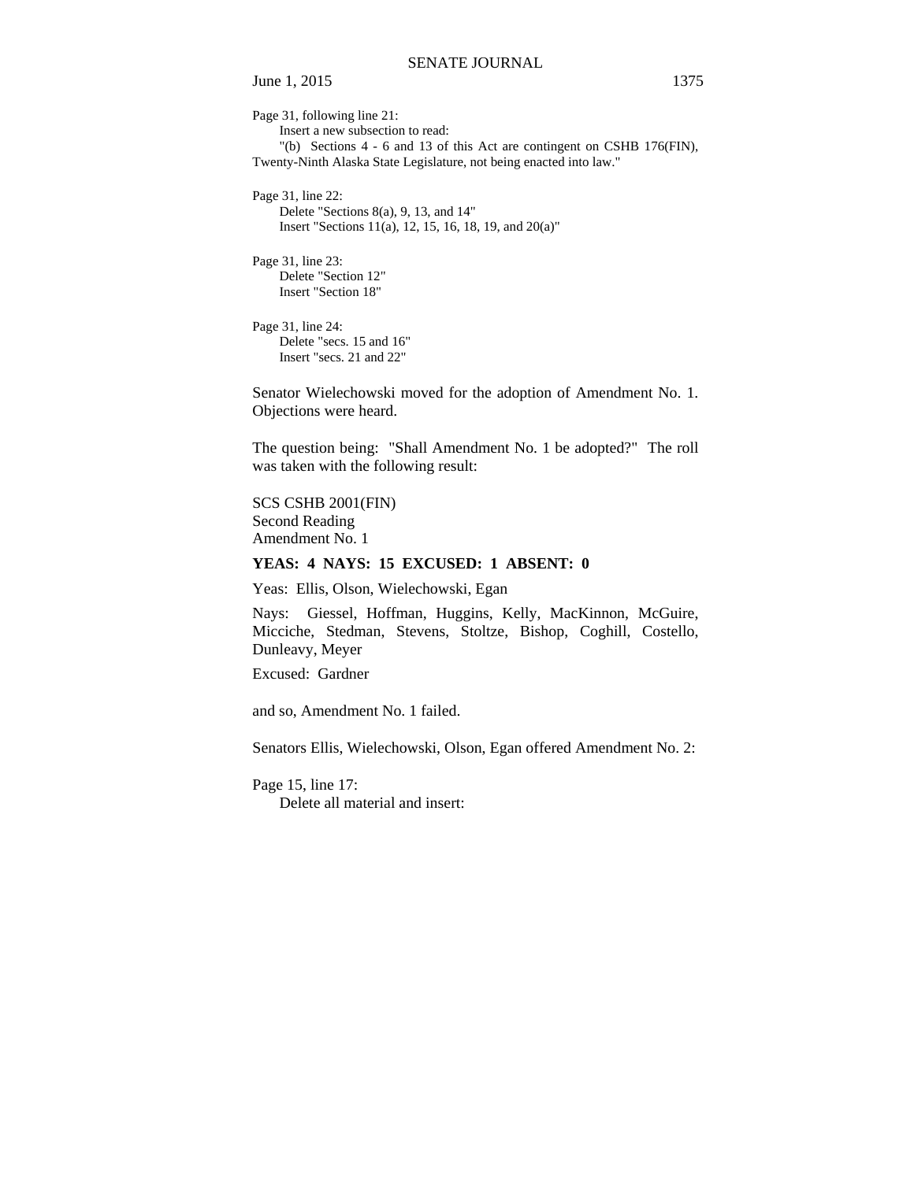Page 31, following line 21:

Insert a new subsection to read:

"(b) Sections 4 - 6 and 13 of this Act are contingent on CSHB 176(FIN), Twenty-Ninth Alaska State Legislature, not being enacted into law."

Page 31, line 22:

Delete "Sections 8(a), 9, 13, and 14"

Insert "Sections 11(a), 12, 15, 16, 18, 19, and 20(a)"

Page 31, line 23:

Delete "Section 12"

Insert "Section 18"

Page 31, line 24:

Delete "secs. 15 and 16"

Insert "secs. 21 and 22"

Senator Wielechowski moved for the adoption of Amendment No. 1. Objections were heard.

The question being: "Shall Amendment No. 1 be adopted?" The roll was taken with the following result:

SCS CSHB 2001(FIN)
Second Reading
Amendment No. 1

**YEAS: 4 NAYS: 15 EXCUSED: 1 ABSENT: 0**

Yeas: Ellis, Olson, Wielechowski, Egan

Nays: Giessel, Hoffman, Huggins, Kelly, MacKinnon, McGuire, Micciche, Stedman, Stevens, Stoltze, Bishop, Coghill, Costello, Dunleavy, Meyer

Excused: Gardner

and so, Amendment No. 1 failed.

Senators Ellis, Wielechowski, Olson, Egan offered Amendment No. 2:

Page 15, line 17:

Delete all material and insert: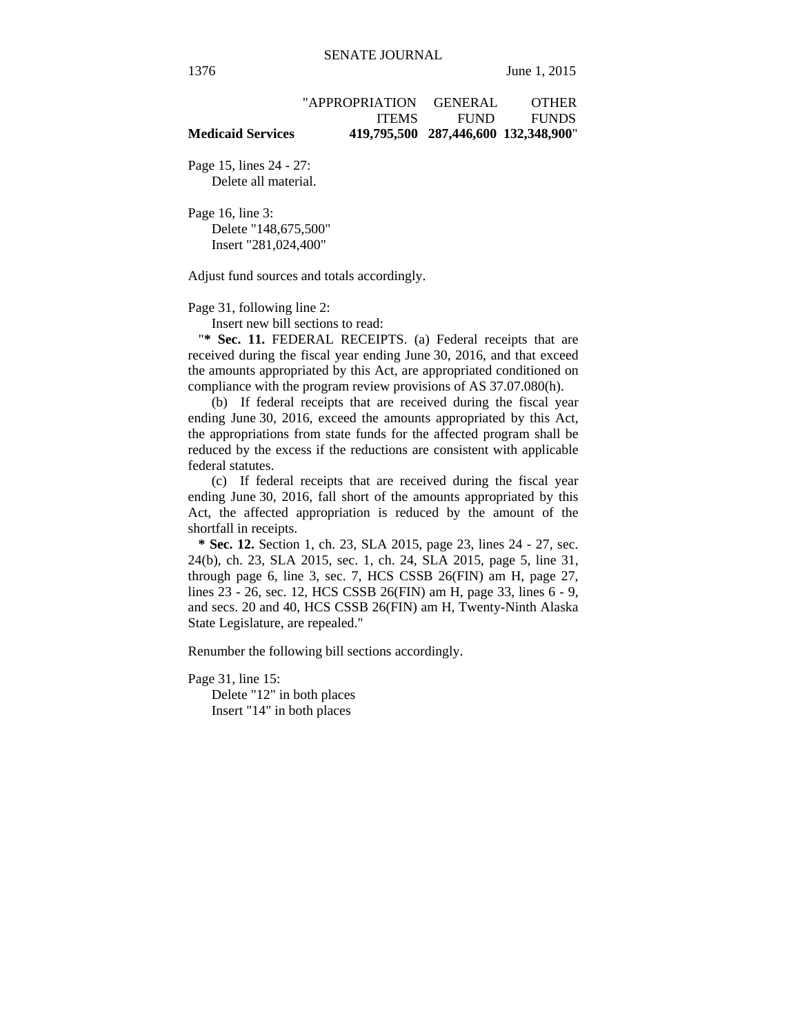| | "APPROPRIATION ITEMS | GENERAL FUND | OTHER FUNDS |
|---|---|---|---|
| **Medicaid Services** | **419,795,500** | **287,446,600** | **132,348,900**" |

Page 15, lines 24 - 27:
Delete all material.

Page 16, line 3:
Delete "148,675,500"
Insert "281,024,400"

Adjust fund sources and totals accordingly.

Page 31, following line 2:
Insert new bill sections to read:

"**\* Sec. 11.** FEDERAL RECEIPTS. (a) Federal receipts that are received during the fiscal year ending June 30, 2016, and that exceed the amounts appropriated by this Act, are appropriated conditioned on compliance with the program review provisions of AS 37.07.080(h).

(b) If federal receipts that are received during the fiscal year ending June 30, 2016, exceed the amounts appropriated by this Act, the appropriations from state funds for the affected program shall be reduced by the excess if the reductions are consistent with applicable federal statutes.

(c) If federal receipts that are received during the fiscal year ending June 30, 2016, fall short of the amounts appropriated by this Act, the affected appropriation is reduced by the amount of the shortfall in receipts.

**\* Sec. 12.** Section 1, ch. 23, SLA 2015, page 23, lines 24 - 27, sec. 24(b), ch. 23, SLA 2015, sec. 1, ch. 24, SLA 2015, page 5, line 31, through page 6, line 3, sec. 7, HCS CSSB 26(FIN) am H, page 27, lines 23 - 26, sec. 12, HCS CSSB 26(FIN) am H, page 33, lines 6 - 9, and secs. 20 and 40, HCS CSSB 26(FIN) am H, Twenty-Ninth Alaska State Legislature, are repealed."

Renumber the following bill sections accordingly.

Page 31, line 15:
Delete "12" in both places
Insert "14" in both places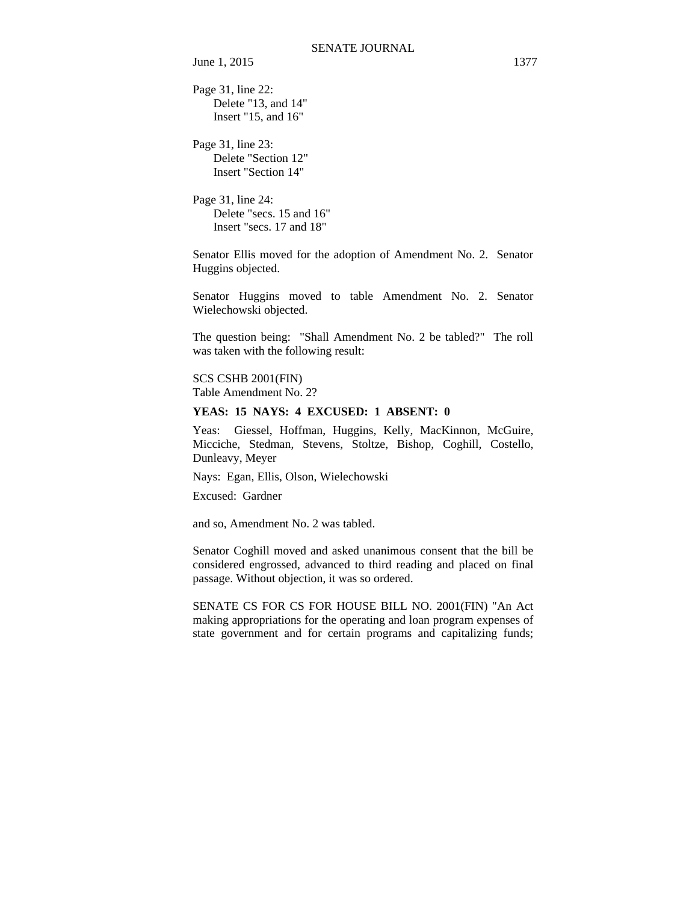Page 31, line 22:
  Delete "13, and 14"
  Insert "15, and 16"

Page 31, line 23:
  Delete "Section 12"
  Insert "Section 14"

Page 31, line 24:
  Delete "secs. 15 and 16"
  Insert "secs. 17 and 18"

Senator Ellis moved for the adoption of Amendment No. 2. Senator Huggins objected.

Senator Huggins moved to table Amendment No. 2. Senator Wielechowski objected.

The question being: "Shall Amendment No. 2 be tabled?" The roll was taken with the following result:

SCS CSHB 2001(FIN)
Table Amendment No. 2?

**YEAS: 15 NAYS: 4 EXCUSED: 1 ABSENT: 0**

Yeas: Giessel, Hoffman, Huggins, Kelly, MacKinnon, McGuire, Micciche, Stedman, Stevens, Stoltze, Bishop, Coghill, Costello, Dunleavy, Meyer

Nays: Egan, Ellis, Olson, Wielechowski

Excused: Gardner

and so, Amendment No. 2 was tabled.

Senator Coghill moved and asked unanimous consent that the bill be considered engrossed, advanced to third reading and placed on final passage. Without objection, it was so ordered.

SENATE CS FOR CS FOR HOUSE BILL NO. 2001(FIN) "An Act making appropriations for the operating and loan program expenses of state government and for certain programs and capitalizing funds;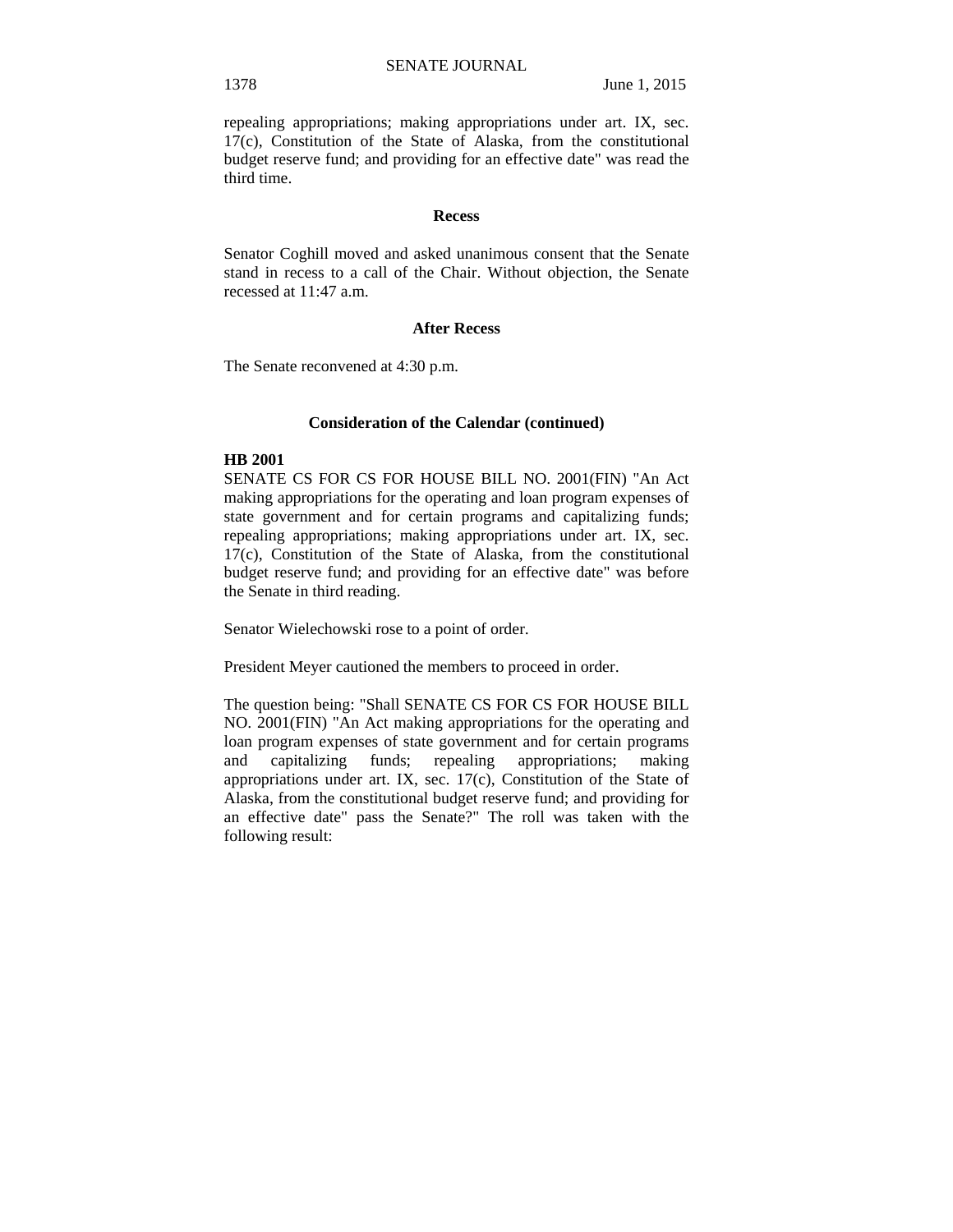repealing appropriations; making appropriations under art. IX, sec. 17(c), Constitution of the State of Alaska, from the constitutional budget reserve fund; and providing for an effective date" was read the third time.

**Recess**

Senator Coghill moved and asked unanimous consent that the Senate stand in recess to a call of the Chair. Without objection, the Senate recessed at 11:47 a.m.

**After Recess**

The Senate reconvened at 4:30 p.m.

**Consideration of the Calendar (continued)**

**HB 2001**

SENATE CS FOR CS FOR HOUSE BILL NO. 2001(FIN) "An Act making appropriations for the operating and loan program expenses of state government and for certain programs and capitalizing funds; repealing appropriations; making appropriations under art. IX, sec. 17(c), Constitution of the State of Alaska, from the constitutional budget reserve fund; and providing for an effective date" was before the Senate in third reading.

Senator Wielechowski rose to a point of order.

President Meyer cautioned the members to proceed in order.

The question being: "Shall SENATE CS FOR CS FOR HOUSE BILL NO. 2001(FIN) "An Act making appropriations for the operating and loan program expenses of state government and for certain programs and capitalizing funds; repealing appropriations; making appropriations under art. IX, sec. 17(c), Constitution of the State of Alaska, from the constitutional budget reserve fund; and providing for an effective date" pass the Senate?" The roll was taken with the following result: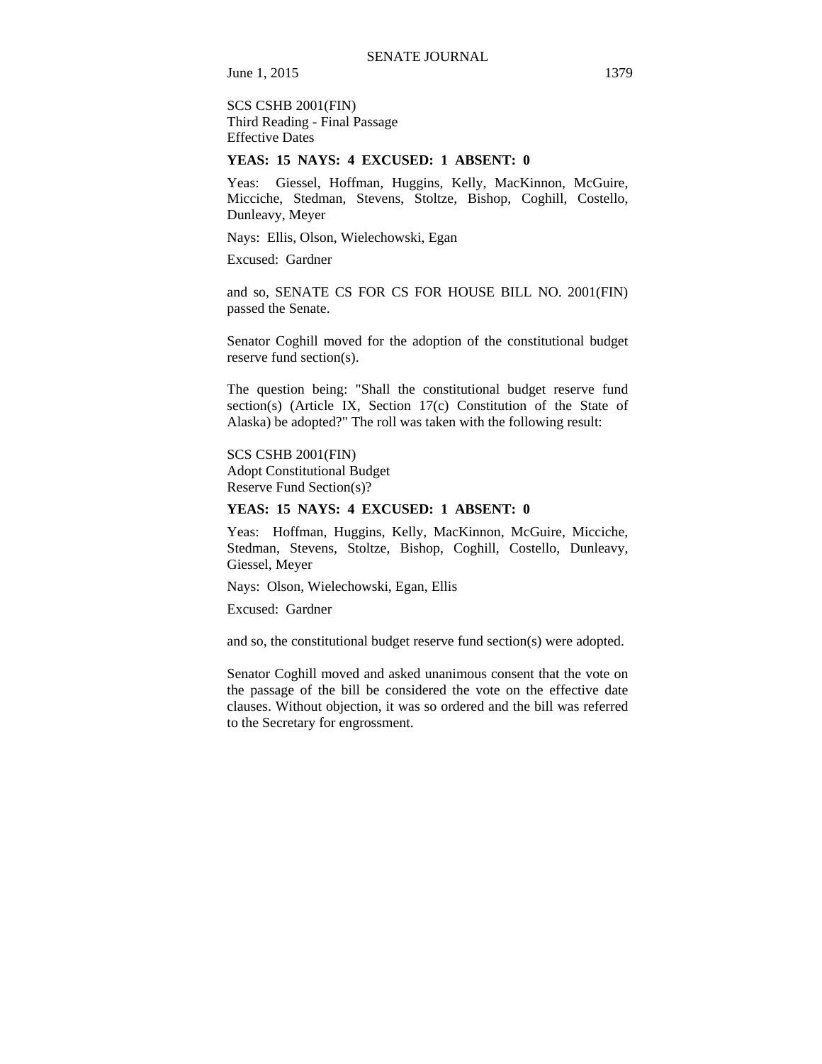SCS CSHB 2001(FIN)
Third Reading - Final Passage
Effective Dates

**YEAS: 15 NAYS: 4 EXCUSED: 1 ABSENT: 0**

Yeas: Giessel, Hoffman, Huggins, Kelly, MacKinnon, McGuire, Micciche, Stedman, Stevens, Stoltze, Bishop, Coghill, Costello, Dunleavy, Meyer

Nays: Ellis, Olson, Wielechowski, Egan

Excused: Gardner

and so, SENATE CS FOR CS FOR HOUSE BILL NO. 2001(FIN) passed the Senate.

Senator Coghill moved for the adoption of the constitutional budget reserve fund section(s).

The question being: "Shall the constitutional budget reserve fund section(s) (Article IX, Section 17(c) Constitution of the State of Alaska) be adopted?" The roll was taken with the following result:

SCS CSHB 2001(FIN)
Adopt Constitutional Budget
Reserve Fund Section(s)?

**YEAS: 15 NAYS: 4 EXCUSED: 1 ABSENT: 0**

Yeas: Hoffman, Huggins, Kelly, MacKinnon, McGuire, Micciche, Stedman, Stevens, Stoltze, Bishop, Coghill, Costello, Dunleavy, Giessel, Meyer

Nays: Olson, Wielechowski, Egan, Ellis

Excused: Gardner

and so, the constitutional budget reserve fund section(s) were adopted.

Senator Coghill moved and asked unanimous consent that the vote on the passage of the bill be considered the vote on the effective date clauses. Without objection, it was so ordered and the bill was referred to the Secretary for engrossment.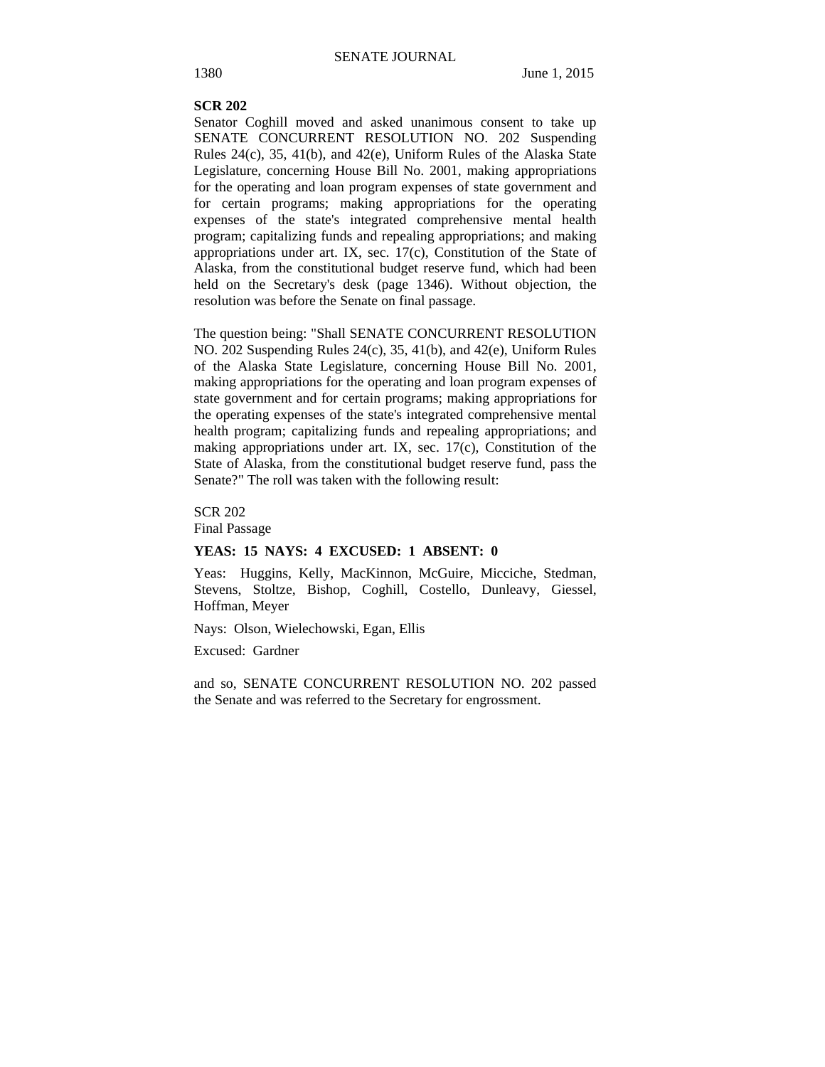**SCR 202**

Senator Coghill moved and asked unanimous consent to take up SENATE CONCURRENT RESOLUTION NO. 202 Suspending Rules 24(c), 35, 41(b), and 42(e), Uniform Rules of the Alaska State Legislature, concerning House Bill No. 2001, making appropriations for the operating and loan program expenses of state government and for certain programs; making appropriations for the operating expenses of the state's integrated comprehensive mental health program; capitalizing funds and repealing appropriations; and making appropriations under art. IX, sec. 17(c), Constitution of the State of Alaska, from the constitutional budget reserve fund, which had been held on the Secretary's desk (page 1346). Without objection, the resolution was before the Senate on final passage.

The question being: "Shall SENATE CONCURRENT RESOLUTION NO. 202 Suspending Rules 24(c), 35, 41(b), and 42(e), Uniform Rules of the Alaska State Legislature, concerning House Bill No. 2001, making appropriations for the operating and loan program expenses of state government and for certain programs; making appropriations for the operating expenses of the state's integrated comprehensive mental health program; capitalizing funds and repealing appropriations; and making appropriations under art. IX, sec. 17(c), Constitution of the State of Alaska, from the constitutional budget reserve fund, pass the Senate?" The roll was taken with the following result:

SCR 202
Final Passage

**YEAS: 15 NAYS: 4 EXCUSED: 1 ABSENT: 0**

Yeas: Huggins, Kelly, MacKinnon, McGuire, Micciche, Stedman, Stevens, Stoltze, Bishop, Coghill, Costello, Dunleavy, Giessel, Hoffman, Meyer

Nays: Olson, Wielechowski, Egan, Ellis

Excused: Gardner

and so, SENATE CONCURRENT RESOLUTION NO. 202 passed the Senate and was referred to the Secretary for engrossment.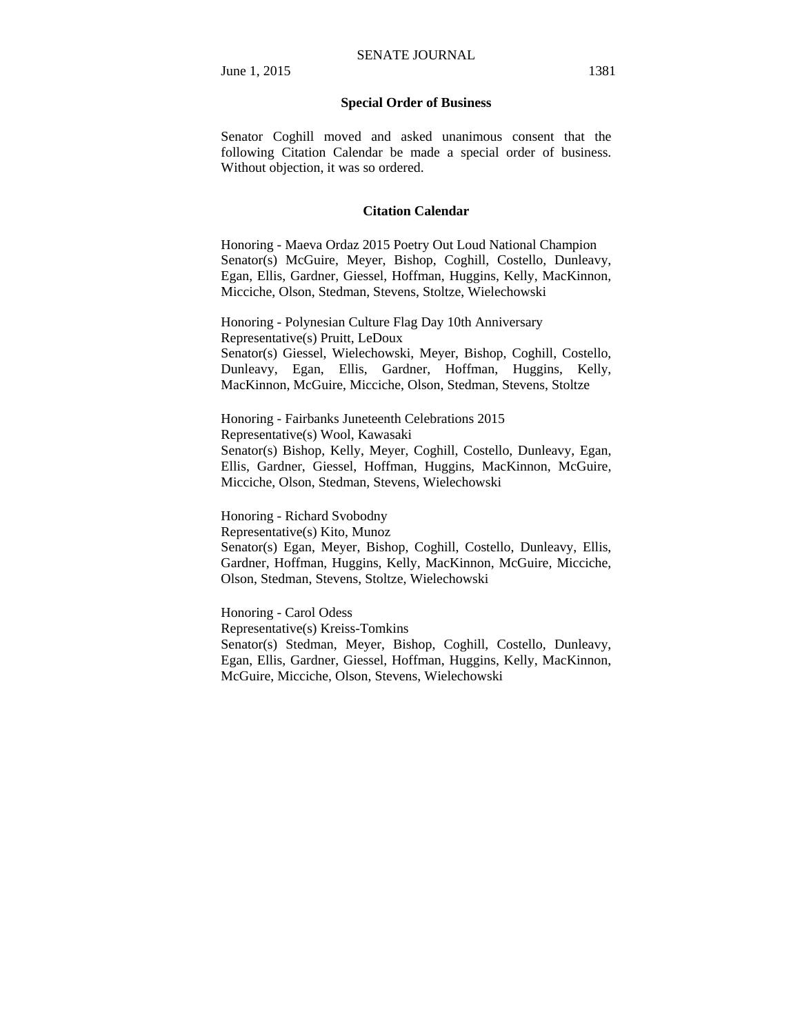**Special Order of Business**

Senator Coghill moved and asked unanimous consent that the following Citation Calendar be made a special order of business. Without objection, it was so ordered.

**Citation Calendar**

Honoring - Maeva Ordaz 2015 Poetry Out Loud National Champion
Senator(s) McGuire, Meyer, Bishop, Coghill, Costello, Dunleavy, Egan, Ellis, Gardner, Giessel, Hoffman, Huggins, Kelly, MacKinnon, Micciche, Olson, Stedman, Stevens, Stoltze, Wielechowski

Honoring - Polynesian Culture Flag Day 10th Anniversary
Representative(s) Pruitt, LeDoux
Senator(s) Giessel, Wielechowski, Meyer, Bishop, Coghill, Costello, Dunleavy, Egan, Ellis, Gardner, Hoffman, Huggins, Kelly, MacKinnon, McGuire, Micciche, Olson, Stedman, Stevens, Stoltze

Honoring - Fairbanks Juneteenth Celebrations 2015
Representative(s) Wool, Kawasaki
Senator(s) Bishop, Kelly, Meyer, Coghill, Costello, Dunleavy, Egan, Ellis, Gardner, Giessel, Hoffman, Huggins, MacKinnon, McGuire, Micciche, Olson, Stedman, Stevens, Wielechowski

Honoring - Richard Svobodny
Representative(s) Kito, Munoz
Senator(s) Egan, Meyer, Bishop, Coghill, Costello, Dunleavy, Ellis, Gardner, Hoffman, Huggins, Kelly, MacKinnon, McGuire, Micciche, Olson, Stedman, Stevens, Stoltze, Wielechowski

Honoring - Carol Odess
Representative(s) Kreiss-Tomkins
Senator(s) Stedman, Meyer, Bishop, Coghill, Costello, Dunleavy, Egan, Ellis, Gardner, Giessel, Hoffman, Huggins, Kelly, MacKinnon, McGuire, Micciche, Olson, Stevens, Wielechowski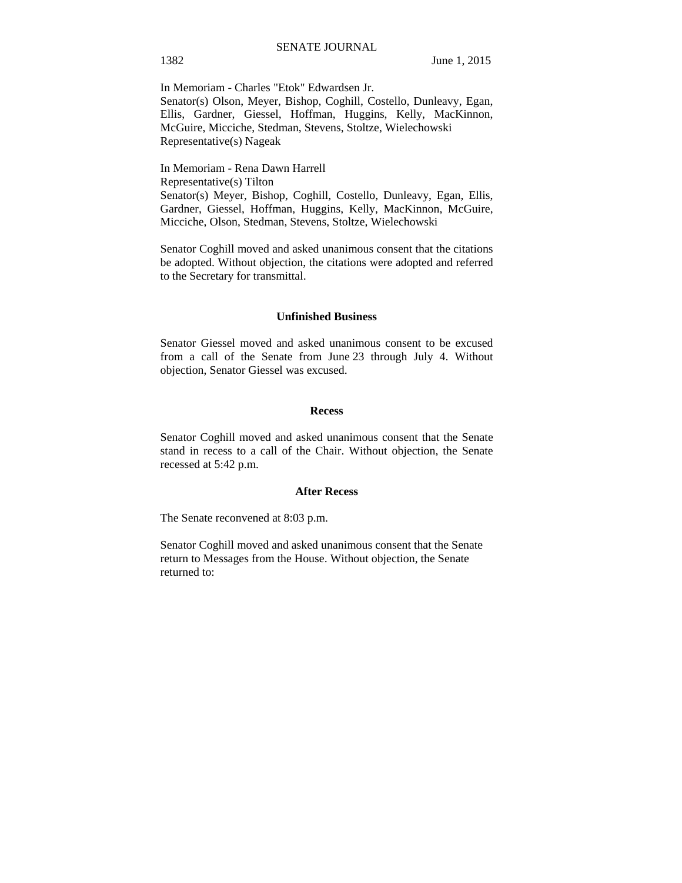In Memoriam - Charles "Etok" Edwardsen Jr.
Senator(s) Olson, Meyer, Bishop, Coghill, Costello, Dunleavy, Egan, Ellis, Gardner, Giessel, Hoffman, Huggins, Kelly, MacKinnon, McGuire, Micciche, Stedman, Stevens, Stoltze, Wielechowski
Representative(s) Nageak

In Memoriam - Rena Dawn Harrell
Representative(s) Tilton
Senator(s) Meyer, Bishop, Coghill, Costello, Dunleavy, Egan, Ellis, Gardner, Giessel, Hoffman, Huggins, Kelly, MacKinnon, McGuire, Micciche, Olson, Stedman, Stevens, Stoltze, Wielechowski

Senator Coghill moved and asked unanimous consent that the citations be adopted. Without objection, the citations were adopted and referred to the Secretary for transmittal.

**Unfinished Business**

Senator Giessel moved and asked unanimous consent to be excused from a call of the Senate from June 23 through July 4. Without objection, Senator Giessel was excused.

**Recess**

Senator Coghill moved and asked unanimous consent that the Senate stand in recess to a call of the Chair. Without objection, the Senate recessed at 5:42 p.m.

**After Recess**

The Senate reconvened at 8:03 p.m.

Senator Coghill moved and asked unanimous consent that the Senate return to Messages from the House. Without objection, the Senate returned to: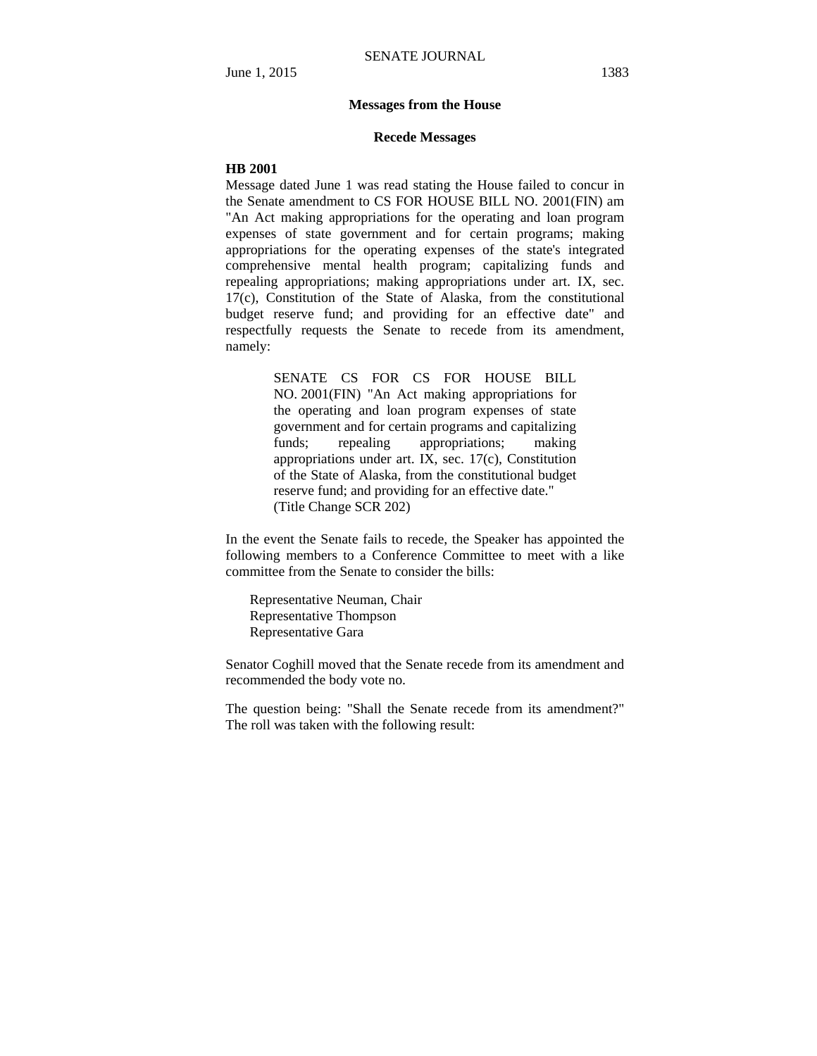## Messages from the House

### Recede Messages

**HB 2001**

Message dated June 1 was read stating the House failed to concur in the Senate amendment to CS FOR HOUSE BILL NO. 2001(FIN) am "An Act making appropriations for the operating and loan program expenses of state government and for certain programs; making appropriations for the operating expenses of the state's integrated comprehensive mental health program; capitalizing funds and repealing appropriations; making appropriations under art. IX, sec. 17(c), Constitution of the State of Alaska, from the constitutional budget reserve fund; and providing for an effective date" and respectfully requests the Senate to recede from its amendment, namely:

> SENATE CS FOR CS FOR HOUSE BILL NO. 2001(FIN) "An Act making appropriations for the operating and loan program expenses of state government and for certain programs and capitalizing funds; repealing appropriations; making appropriations under art. IX, sec. 17(c), Constitution of the State of Alaska, from the constitutional budget reserve fund; and providing for an effective date."
> (Title Change SCR 202)

In the event the Senate fails to recede, the Speaker has appointed the following members to a Conference Committee to meet with a like committee from the Senate to consider the bills:

Representative Neuman, Chair
Representative Thompson
Representative Gara

Senator Coghill moved that the Senate recede from its amendment and recommended the body vote no.

The question being: "Shall the Senate recede from its amendment?" The roll was taken with the following result: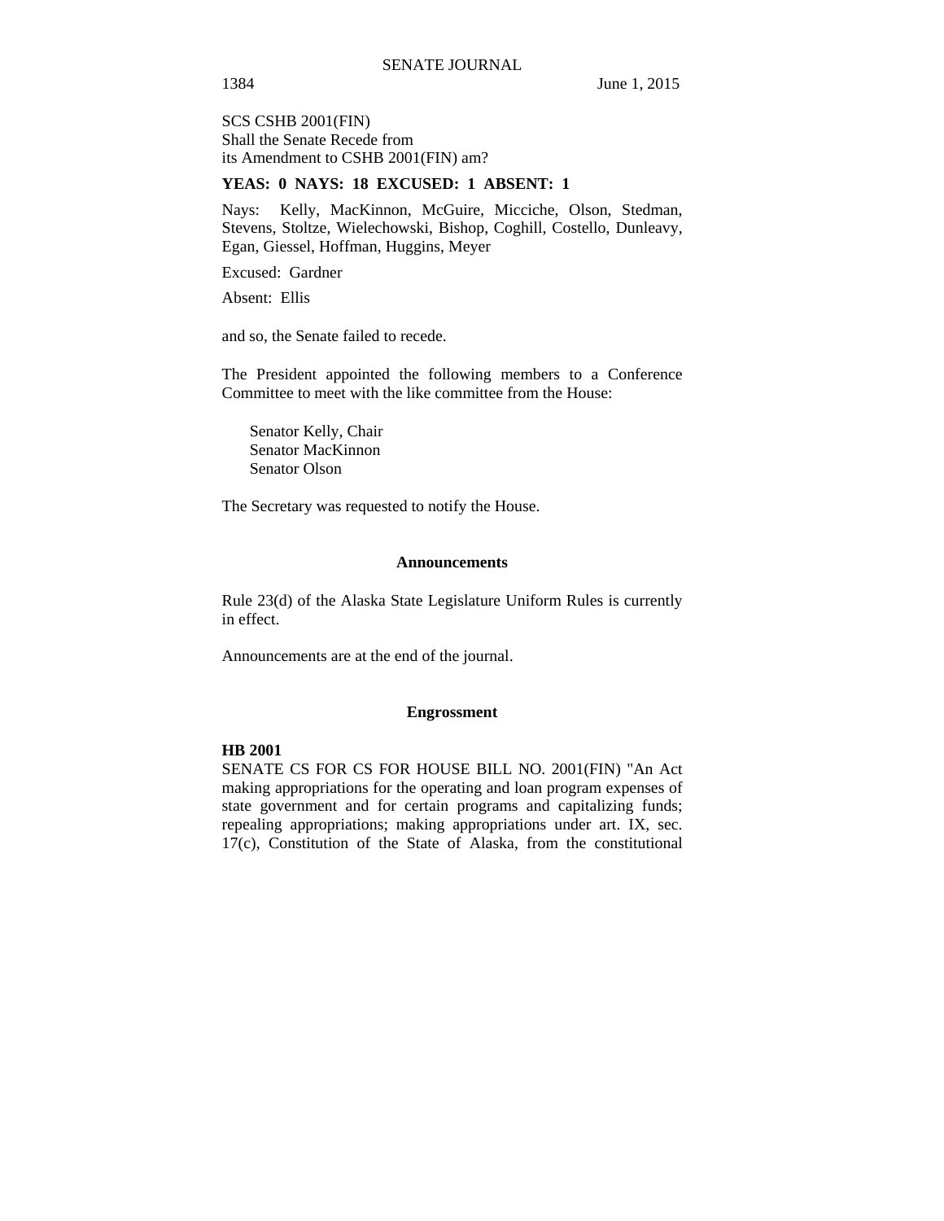SCS CSHB 2001(FIN)
Shall the Senate Recede from
its Amendment to CSHB 2001(FIN) am?

**YEAS: 0 NAYS: 18 EXCUSED: 1 ABSENT: 1**

Nays: Kelly, MacKinnon, McGuire, Micciche, Olson, Stedman, Stevens, Stoltze, Wielechowski, Bishop, Coghill, Costello, Dunleavy, Egan, Giessel, Hoffman, Huggins, Meyer

Excused: Gardner

Absent: Ellis

and so, the Senate failed to recede.

The President appointed the following members to a Conference Committee to meet with the like committee from the House:

Senator Kelly, Chair
Senator MacKinnon
Senator Olson

The Secretary was requested to notify the House.

### Announcements

Rule 23(d) of the Alaska State Legislature Uniform Rules is currently in effect.

Announcements are at the end of the journal.

### Engrossment

**HB 2001**
SENATE CS FOR CS FOR HOUSE BILL NO. 2001(FIN) "An Act making appropriations for the operating and loan program expenses of state government and for certain programs and capitalizing funds; repealing appropriations; making appropriations under art. IX, sec. 17(c), Constitution of the State of Alaska, from the constitutional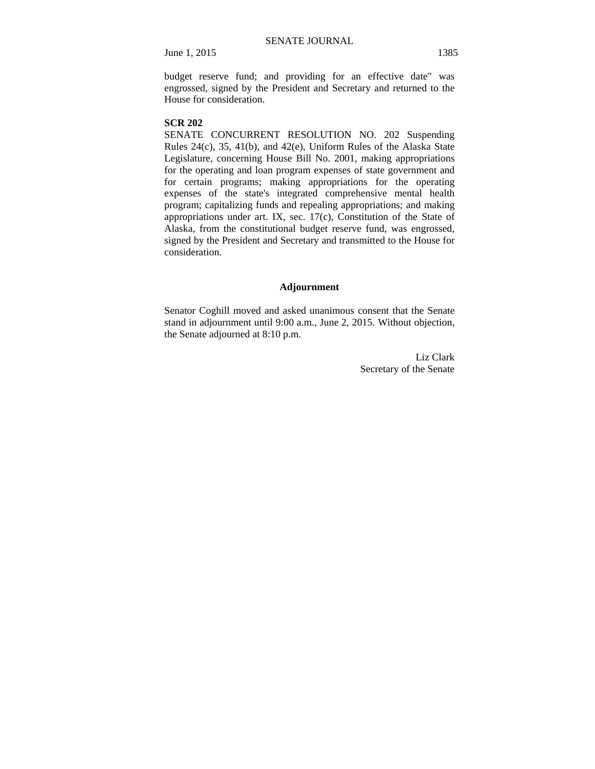budget reserve fund; and providing for an effective date" was engrossed, signed by the President and Secretary and returned to the House for consideration.

**SCR 202**

SENATE CONCURRENT RESOLUTION NO. 202 Suspending Rules 24(c), 35, 41(b), and 42(e), Uniform Rules of the Alaska State Legislature, concerning House Bill No. 2001, making appropriations for the operating and loan program expenses of state government and for certain programs; making appropriations for the operating expenses of the state's integrated comprehensive mental health program; capitalizing funds and repealing appropriations; and making appropriations under art. IX, sec. 17(c), Constitution of the State of Alaska, from the constitutional budget reserve fund, was engrossed, signed by the President and Secretary and transmitted to the House for consideration.

## Adjournment

Senator Coghill moved and asked unanimous consent that the Senate stand in adjournment until 9:00 a.m., June 2, 2015. Without objection, the Senate adjourned at 8:10 p.m.

Liz Clark
Secretary of the Senate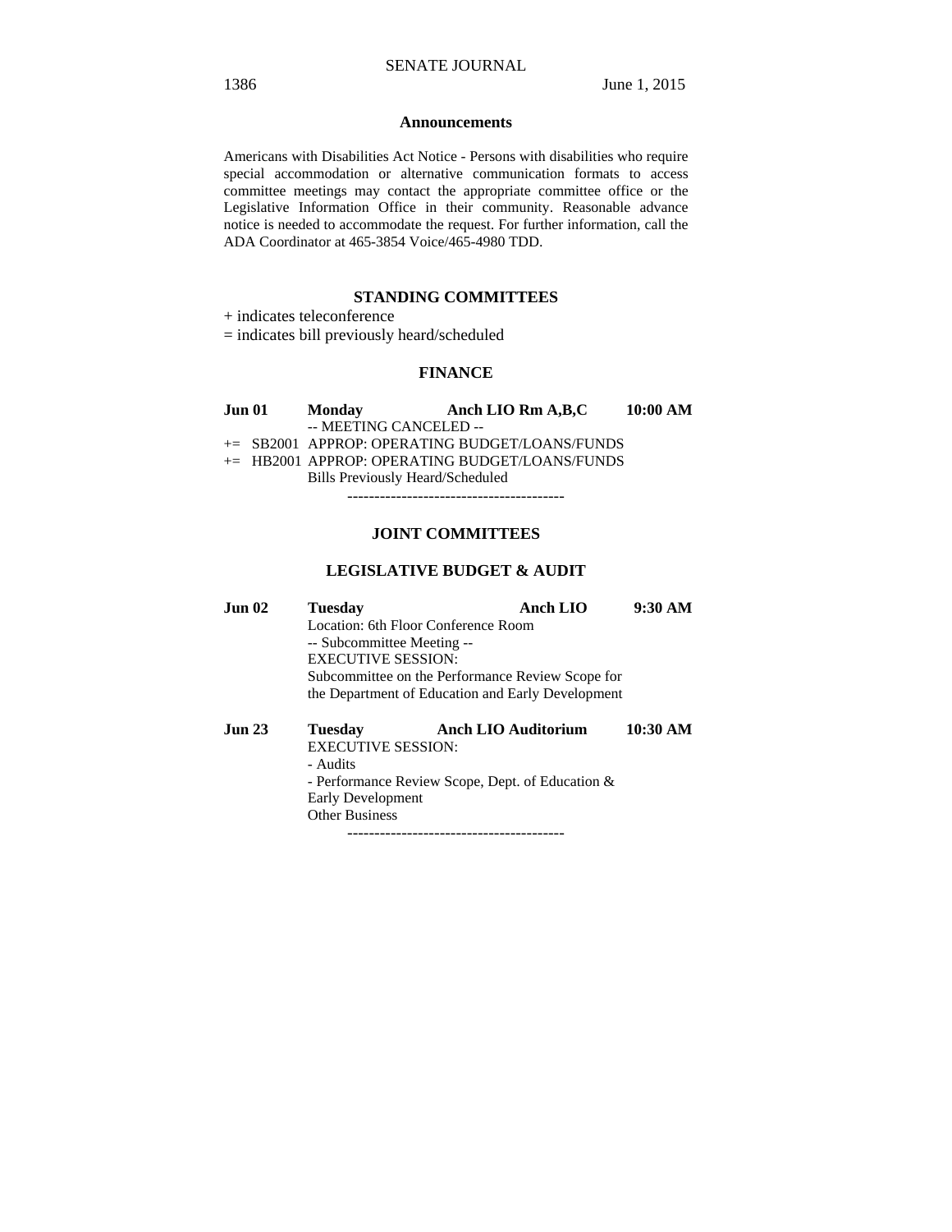## Announcements

Americans with Disabilities Act Notice - Persons with disabilities who require special accommodation or alternative communication formats to access committee meetings may contact the appropriate committee office or the Legislative Information Office in their community. Reasonable advance notice is needed to accommodate the request. For further information, call the ADA Coordinator at 465-3854 Voice/465-4980 TDD.

## STANDING COMMITTEES

+ indicates teleconference
= indicates bill previously heard/scheduled

### FINANCE

**Jun 01 Monday Anch LIO Rm A,B,C 10:00 AM**

-- MEETING CANCELED --
+= SB2001 APPROP: OPERATING BUDGET/LOANS/FUNDS
+= HB2001 APPROP: OPERATING BUDGET/LOANS/FUNDS
Bills Previously Heard/Scheduled

----------------------------------------

## JOINT COMMITTEES

### LEGISLATIVE BUDGET & AUDIT

**Jun 02 Tuesday Anch LIO 9:30 AM**

Location: 6th Floor Conference Room
-- Subcommittee Meeting --
EXECUTIVE SESSION:
Subcommittee on the Performance Review Scope for the Department of Education and Early Development

**Jun 23 Tuesday Anch LIO Auditorium 10:30 AM**

EXECUTIVE SESSION:
- Audits
- Performance Review Scope, Dept. of Education & Early Development
Other Business

----------------------------------------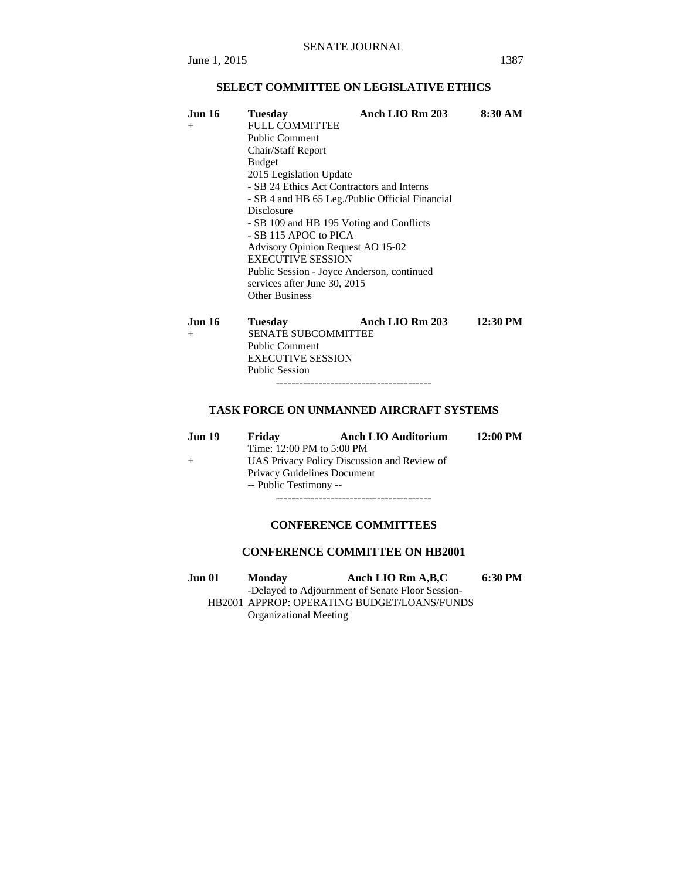## SELECT COMMITTEE ON LEGISLATIVE ETHICS

| | | | |
|---|---|---|---|
| **Jun 16** | **Tuesday** | **Anch LIO Rm 203** | **8:30 AM** |
| + | FULL COMMITTEE | | |
| | Public Comment | | |
| | Chair/Staff Report | | |
| | Budget | | |
| | 2015 Legislation Update | | |
| | - SB 24 Ethics Act Contractors and Interns | | |
| | - SB 4 and HB 65 Leg./Public Official Financial Disclosure | | |
| | - SB 109 and HB 195 Voting and Conflicts | | |
| | - SB 115 APOC to PICA | | |
| | Advisory Opinion Request AO 15-02 | | |
| | EXECUTIVE SESSION | | |
| | Public Session - Joyce Anderson, continued services after June 30, 2015 | | |
| | Other Business | | |

| | | | |
|---|---|---|---|
| **Jun 16** | **Tuesday** | **Anch LIO Rm 203** | **12:30 PM** |
| + | SENATE SUBCOMMITTEE | | |
| | Public Comment | | |
| | EXECUTIVE SESSION | | |
| | Public Session | | |

----------------------------------------

## TASK FORCE ON UNMANNED AIRCRAFT SYSTEMS

| | | | |
|---|---|---|---|
| **Jun 19** | **Friday** | **Anch LIO Auditorium** | **12:00 PM** |
| | Time: 12:00 PM to 5:00 PM | | |
| + | UAS Privacy Policy Discussion and Review of Privacy Guidelines Document | | |
| | -- Public Testimony -- | | |

----------------------------------------

## CONFERENCE COMMITTEES

## CONFERENCE COMMITTEE ON HB2001

| | | | |
|---|---|---|---|
| **Jun 01** | **Monday** | **Anch LIO Rm A,B,C** | **6:30 PM** |
| | -Delayed to Adjournment of Senate Floor Session- | | |
| HB2001 | APPROP: OPERATING BUDGET/LOANS/FUNDS | | |
| | Organizational Meeting | | |